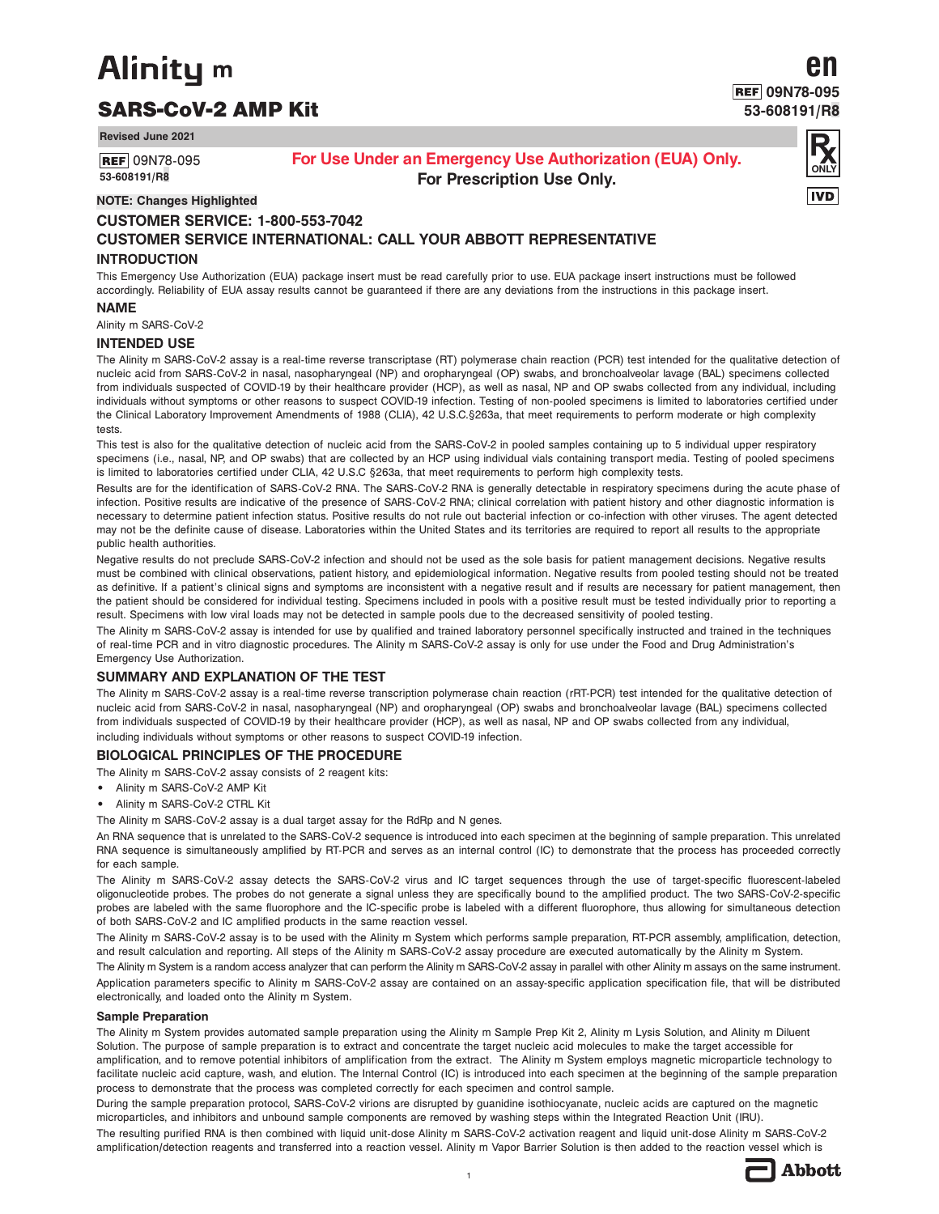# Alinity m

## SARS-CoV-2 AMP Kit

en

REF 09N78-095
53-608191/R8

**Revised June 2021**

REF 09N78-095
**53-608191/R8**

**For Use Under an Emergency Use Authorization (EUA) Only.**
**For Prescription Use Only.**

Rx ONLY

IVD

**NOTE: Changes Highlighted**

**CUSTOMER SERVICE: 1-800-553-7042**

**CUSTOMER SERVICE INTERNATIONAL: CALL YOUR ABBOTT REPRESENTATIVE**

### INTRODUCTION

This Emergency Use Authorization (EUA) package insert must be read carefully prior to use. EUA package insert instructions must be followed accordingly. Reliability of EUA assay results cannot be guaranteed if there are any deviations from the instructions in this package insert.

### NAME

Alinity m SARS-CoV-2

### INTENDED USE

The Alinity m SARS-CoV-2 assay is a real-time reverse transcriptase (RT) polymerase chain reaction (PCR) test intended for the qualitative detection of nucleic acid from SARS-CoV-2 in nasal, nasopharyngeal (NP) and oropharyngeal (OP) swabs, and bronchoalveolar lavage (BAL) specimens collected from individuals suspected of COVID-19 by their healthcare provider (HCP), as well as nasal, NP and OP swabs collected from any individual, including individuals without symptoms or other reasons to suspect COVID-19 infection. Testing of non-pooled specimens is limited to laboratories certified under the Clinical Laboratory Improvement Amendments of 1988 (CLIA), 42 U.S.C.§263a, that meet requirements to perform moderate or high complexity tests.

This test is also for the qualitative detection of nucleic acid from the SARS-CoV-2 in pooled samples containing up to 5 individual upper respiratory specimens (i.e., nasal, NP, and OP swabs) that are collected by an HCP using individual vials containing transport media. Testing of pooled specimens is limited to laboratories certified under CLIA, 42 U.S.C §263a, that meet requirements to perform high complexity tests.

Results are for the identification of SARS-CoV-2 RNA. The SARS-CoV-2 RNA is generally detectable in respiratory specimens during the acute phase of infection. Positive results are indicative of the presence of SARS-CoV-2 RNA; clinical correlation with patient history and other diagnostic information is necessary to determine patient infection status. Positive results do not rule out bacterial infection or co-infection with other viruses. The agent detected may not be the definite cause of disease. Laboratories within the United States and its territories are required to report all results to the appropriate public health authorities.

Negative results do not preclude SARS-CoV-2 infection and should not be used as the sole basis for patient management decisions. Negative results must be combined with clinical observations, patient history, and epidemiological information. Negative results from pooled testing should not be treated as definitive. If a patient's clinical signs and symptoms are inconsistent with a negative result and if results are necessary for patient management, then the patient should be considered for individual testing. Specimens included in pools with a positive result must be tested individually prior to reporting a result. Specimens with low viral loads may not be detected in sample pools due to the decreased sensitivity of pooled testing.

The Alinity m SARS-CoV-2 assay is intended for use by qualified and trained laboratory personnel specifically instructed and trained in the techniques of real-time PCR and in vitro diagnostic procedures. The Alinity m SARS-CoV-2 assay is only for use under the Food and Drug Administration's Emergency Use Authorization.

### SUMMARY AND EXPLANATION OF THE TEST

The Alinity m SARS-CoV-2 assay is a real-time reverse transcription polymerase chain reaction (rRT-PCR) test intended for the qualitative detection of nucleic acid from SARS-CoV-2 in nasal, nasopharyngeal (NP) and oropharyngeal (OP) swabs and bronchoalveolar lavage (BAL) specimens collected from individuals suspected of COVID-19 by their healthcare provider (HCP), as well as nasal, NP and OP swabs collected from any individual, including individuals without symptoms or other reasons to suspect COVID-19 infection.

### BIOLOGICAL PRINCIPLES OF THE PROCEDURE

The Alinity m SARS-CoV-2 assay consists of 2 reagent kits:

- Alinity m SARS-CoV-2 AMP Kit
- Alinity m SARS-CoV-2 CTRL Kit

The Alinity m SARS-CoV-2 assay is a dual target assay for the RdRp and N genes.

An RNA sequence that is unrelated to the SARS-CoV-2 sequence is introduced into each specimen at the beginning of sample preparation. This unrelated RNA sequence is simultaneously amplified by RT-PCR and serves as an internal control (IC) to demonstrate that the process has proceeded correctly for each sample.

The Alinity m SARS-CoV-2 assay detects the SARS-CoV-2 virus and IC target sequences through the use of target-specific fluorescent-labeled oligonucleotide probes. The probes do not generate a signal unless they are specifically bound to the amplified product. The two SARS-CoV-2-specific probes are labeled with the same fluorophore and the IC-specific probe is labeled with a different fluorophore, thus allowing for simultaneous detection of both SARS-CoV-2 and IC amplified products in the same reaction vessel.

The Alinity m SARS-CoV-2 assay is to be used with the Alinity m System which performs sample preparation, RT-PCR assembly, amplification, detection, and result calculation and reporting. All steps of the Alinity m SARS-CoV-2 assay procedure are executed automatically by the Alinity m System.

The Alinity m System is a random access analyzer that can perform the Alinity m SARS-CoV-2 assay in parallel with other Alinity m assays on the same instrument.

Application parameters specific to Alinity m SARS-CoV-2 assay are contained on an assay-specific application specification file, that will be distributed electronically, and loaded onto the Alinity m System.

#### Sample Preparation

The Alinity m System provides automated sample preparation using the Alinity m Sample Prep Kit 2, Alinity m Lysis Solution, and Alinity m Diluent Solution. The purpose of sample preparation is to extract and concentrate the target nucleic acid molecules to make the target accessible for amplification, and to remove potential inhibitors of amplification from the extract. The Alinity m System employs magnetic microparticle technology to facilitate nucleic acid capture, wash, and elution. The Internal Control (IC) is introduced into each specimen at the beginning of the sample preparation process to demonstrate that the process was completed correctly for each specimen and control sample.

During the sample preparation protocol, SARS-CoV-2 virions are disrupted by guanidine isothiocyanate, nucleic acids are captured on the magnetic microparticles, and inhibitors and unbound sample components are removed by washing steps within the Integrated Reaction Unit (IRU).

The resulting purified RNA is then combined with liquid unit-dose Alinity m SARS-CoV-2 activation reagent and liquid unit-dose Alinity m SARS-CoV-2 amplification/detection reagents and transferred into a reaction vessel. Alinity m Vapor Barrier Solution is then added to the reaction vessel which is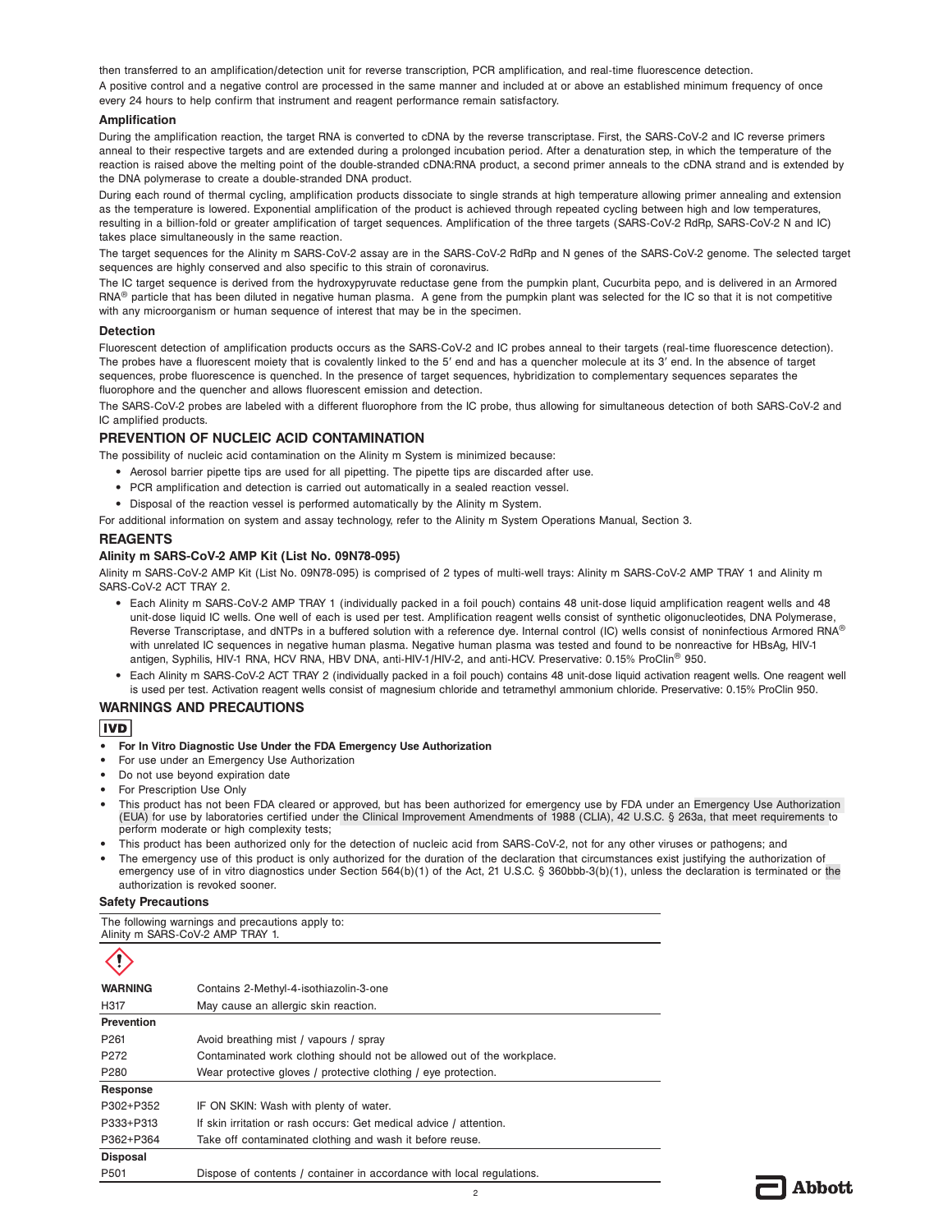then transferred to an amplification/detection unit for reverse transcription, PCR amplification, and real-time fluorescence detection.

A positive control and a negative control are processed in the same manner and included at or above an established minimum frequency of once every 24 hours to help confirm that instrument and reagent performance remain satisfactory.

### Amplification

During the amplification reaction, the target RNA is converted to cDNA by the reverse transcriptase. First, the SARS-CoV-2 and IC reverse primers anneal to their respective targets and are extended during a prolonged incubation period. After a denaturation step, in which the temperature of the reaction is raised above the melting point of the double-stranded cDNA:RNA product, a second primer anneals to the cDNA strand and is extended by the DNA polymerase to create a double-stranded DNA product.

During each round of thermal cycling, amplification products dissociate to single strands at high temperature allowing primer annealing and extension as the temperature is lowered. Exponential amplification of the product is achieved through repeated cycling between high and low temperatures, resulting in a billion-fold or greater amplification of target sequences. Amplification of the three targets (SARS-CoV-2 RdRp, SARS-CoV-2 N and IC) takes place simultaneously in the same reaction.

The target sequences for the Alinity m SARS-CoV-2 assay are in the SARS-CoV-2 RdRp and N genes of the SARS-CoV-2 genome. The selected target sequences are highly conserved and also specific to this strain of coronavirus.

The IC target sequence is derived from the hydroxypyruvate reductase gene from the pumpkin plant, Cucurbita pepo, and is delivered in an Armored RNA® particle that has been diluted in negative human plasma. A gene from the pumpkin plant was selected for the IC so that it is not competitive with any microorganism or human sequence of interest that may be in the specimen.

### Detection

Fluorescent detection of amplification products occurs as the SARS-CoV-2 and IC probes anneal to their targets (real-time fluorescence detection). The probes have a fluorescent moiety that is covalently linked to the 5′ end and has a quencher molecule at its 3′ end. In the absence of target sequences, probe fluorescence is quenched. In the presence of target sequences, hybridization to complementary sequences separates the fluorophore and the quencher and allows fluorescent emission and detection.

The SARS-CoV-2 probes are labeled with a different fluorophore from the IC probe, thus allowing for simultaneous detection of both SARS-CoV-2 and IC amplified products.

## PREVENTION OF NUCLEIC ACID CONTAMINATION

The possibility of nucleic acid contamination on the Alinity m System is minimized because:

- Aerosol barrier pipette tips are used for all pipetting. The pipette tips are discarded after use.
- PCR amplification and detection is carried out automatically in a sealed reaction vessel.
- Disposal of the reaction vessel is performed automatically by the Alinity m System.

For additional information on system and assay technology, refer to the Alinity m System Operations Manual, Section 3.

## REAGENTS

### Alinity m SARS-CoV-2 AMP Kit (List No. 09N78-095)

Alinity m SARS-CoV-2 AMP Kit (List No. 09N78-095) is comprised of 2 types of multi-well trays: Alinity m SARS-CoV-2 AMP TRAY 1 and Alinity m SARS-CoV-2 ACT TRAY 2.

- Each Alinity m SARS-CoV-2 AMP TRAY 1 (individually packed in a foil pouch) contains 48 unit-dose liquid amplification reagent wells and 48 unit-dose liquid IC wells. One well of each is used per test. Amplification reagent wells consist of synthetic oligonucleotides, DNA Polymerase, Reverse Transcriptase, and dNTPs in a buffered solution with a reference dye. Internal control (IC) wells consist of noninfectious Armored RNA® with unrelated IC sequences in negative human plasma. Negative human plasma was tested and found to be nonreactive for HBsAg, HIV-1 antigen, Syphilis, HIV-1 RNA, HCV RNA, HBV DNA, anti-HIV-1/HIV-2, and anti-HCV. Preservative: 0.15% ProClin® 950.
- Each Alinity m SARS-CoV-2 ACT TRAY 2 (individually packed in a foil pouch) contains 48 unit-dose liquid activation reagent wells. One reagent well is used per test. Activation reagent wells consist of magnesium chloride and tetramethyl ammonium chloride. Preservative: 0.15% ProClin 950.

## WARNINGS AND PRECAUTIONS

IVD

- **For In Vitro Diagnostic Use Under the FDA Emergency Use Authorization**
- For use under an Emergency Use Authorization
- Do not use beyond expiration date
- For Prescription Use Only
- This product has not been FDA cleared or approved, but has been authorized for emergency use by FDA under an Emergency Use Authorization (EUA) for use by laboratories certified under the Clinical Improvement Amendments of 1988 (CLIA), 42 U.S.C. § 263a, that meet requirements to perform moderate or high complexity tests;
- This product has been authorized only for the detection of nucleic acid from SARS-CoV-2, not for any other viruses or pathogens; and
- The emergency use of this product is only authorized for the duration of the declaration that circumstances exist justifying the authorization of emergency use of in vitro diagnostics under Section 564(b)(1) of the Act, 21 U.S.C. § 360bbb-3(b)(1), unless the declaration is terminated or the authorization is revoked sooner.

### Safety Precautions

The following warnings and precautions apply to:
Alinity m SARS-CoV-2 AMP TRAY 1.

| | |
|---|---|
| **WARNING** | Contains 2-Methyl-4-isothiazolin-3-one |
| H317 | May cause an allergic skin reaction. |
| **Prevention** | |
| P261 | Avoid breathing mist / vapours / spray |
| P272 | Contaminated work clothing should not be allowed out of the workplace. |
| P280 | Wear protective gloves / protective clothing / eye protection. |
| **Response** | |
| P302+P352 | IF ON SKIN: Wash with plenty of water. |
| P333+P313 | If skin irritation or rash occurs: Get medical advice / attention. |
| P362+P364 | Take off contaminated clothing and wash it before reuse. |
| **Disposal** | |
| P501 | Dispose of contents / container in accordance with local regulations. |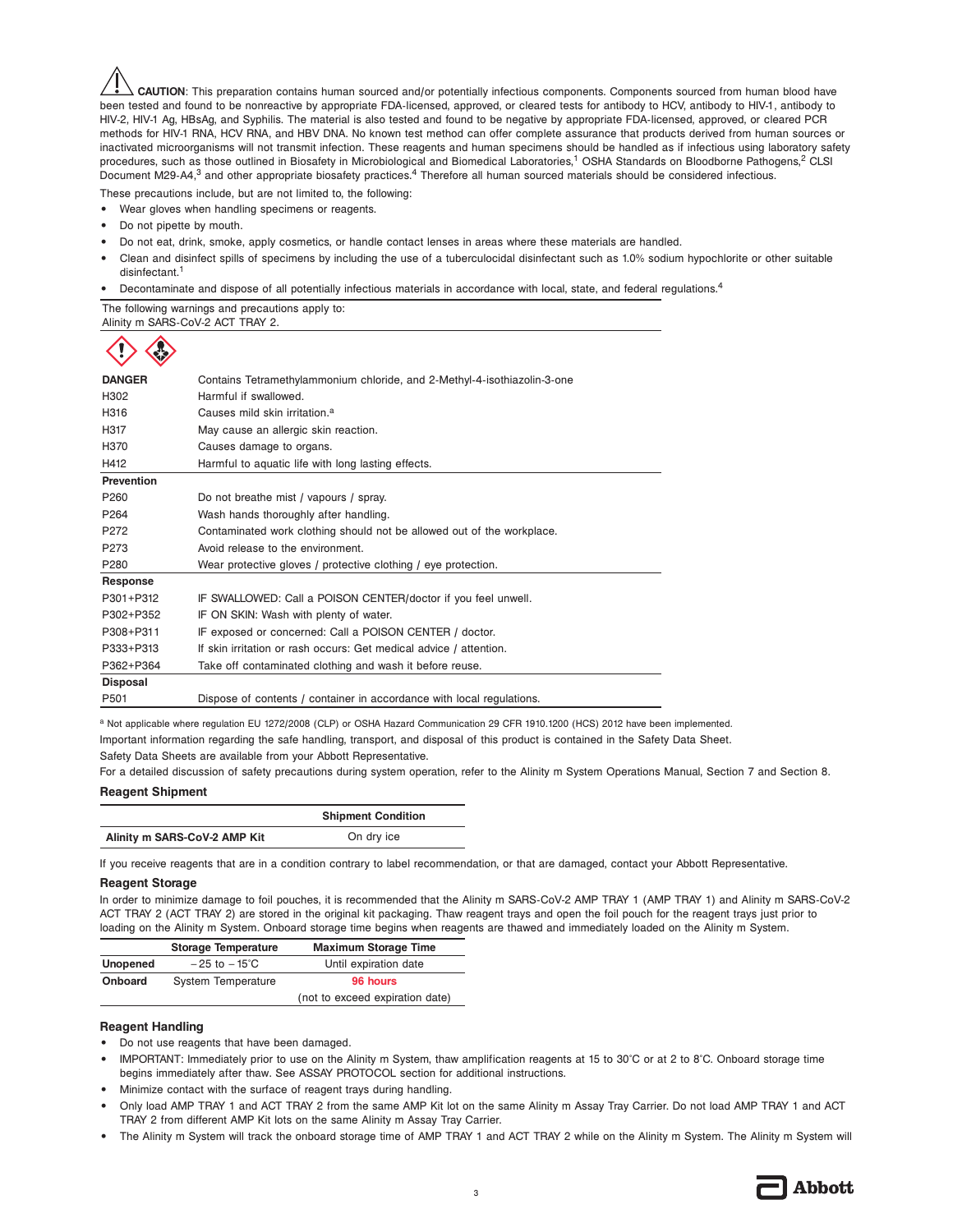**CAUTION**: This preparation contains human sourced and/or potentially infectious components. Components sourced from human blood have been tested and found to be nonreactive by appropriate FDA-licensed, approved, or cleared tests for antibody to HCV, antibody to HIV-1, antibody to HIV-2, HIV-1 Ag, HBsAg, and Syphilis. The material is also tested and found to be negative by appropriate FDA-licensed, approved, or cleared PCR methods for HIV-1 RNA, HCV RNA, and HBV DNA. No known test method can offer complete assurance that products derived from human sources or inactivated microorganisms will not transmit infection. These reagents and human specimens should be handled as if infectious using laboratory safety procedures, such as those outlined in Biosafety in Microbiological and Biomedical Laboratories,[1] OSHA Standards on Bloodborne Pathogens,[2] CLSI Document M29-A4,[3] and other appropriate biosafety practices.[4] Therefore all human sourced materials should be considered infectious.

These precautions include, but are not limited to, the following:

- Wear gloves when handling specimens or reagents.
- Do not pipette by mouth.
- Do not eat, drink, smoke, apply cosmetics, or handle contact lenses in areas where these materials are handled.
- Clean and disinfect spills of specimens by including the use of a tuberculocidal disinfectant such as 1.0% sodium hypochlorite or other suitable disinfectant.[1]
- Decontaminate and dispose of all potentially infectious materials in accordance with local, state, and federal regulations.[4]

The following warnings and precautions apply to:
Alinity m SARS-CoV-2 ACT TRAY 2.

| | |
|---|---|
| **DANGER** | Contains Tetramethylammonium chloride, and 2-Methyl-4-isothiazolin-3-one |
| H302 | Harmful if swallowed. |
| H316 | Causes mild skin irritation.[a] |
| H317 | May cause an allergic skin reaction. |
| H370 | Causes damage to organs. |
| H412 | Harmful to aquatic life with long lasting effects. |
| **Prevention** | |
| P260 | Do not breathe mist / vapours / spray. |
| P264 | Wash hands thoroughly after handling. |
| P272 | Contaminated work clothing should not be allowed out of the workplace. |
| P273 | Avoid release to the environment. |
| P280 | Wear protective gloves / protective clothing / eye protection. |
| **Response** | |
| P301+P312 | IF SWALLOWED: Call a POISON CENTER/doctor if you feel unwell. |
| P302+P352 | IF ON SKIN: Wash with plenty of water. |
| P308+P311 | IF exposed or concerned: Call a POISON CENTER / doctor. |
| P333+P313 | If skin irritation or rash occurs: Get medical advice / attention. |
| P362+P364 | Take off contaminated clothing and wash it before reuse. |
| **Disposal** | |
| P501 | Dispose of contents / container in accordance with local regulations. |

[a] Not applicable where regulation EU 1272/2008 (CLP) or OSHA Hazard Communication 29 CFR 1910.1200 (HCS) 2012 have been implemented.

Important information regarding the safe handling, transport, and disposal of this product is contained in the Safety Data Sheet.

Safety Data Sheets are available from your Abbott Representative.

For a detailed discussion of safety precautions during system operation, refer to the Alinity m System Operations Manual, Section 7 and Section 8.

### Reagent Shipment

| | Shipment Condition |
|---|---|
| **Alinity m SARS-CoV-2 AMP Kit** | On dry ice |

If you receive reagents that are in a condition contrary to label recommendation, or that are damaged, contact your Abbott Representative.

### Reagent Storage

In order to minimize damage to foil pouches, it is recommended that the Alinity m SARS-CoV-2 AMP TRAY 1 (AMP TRAY 1) and Alinity m SARS-CoV-2 ACT TRAY 2 (ACT TRAY 2) are stored in the original kit packaging. Thaw reagent trays and open the foil pouch for the reagent trays just prior to loading on the Alinity m System. Onboard storage time begins when reagents are thawed and immediately loaded on the Alinity m System.

| | Storage Temperature | Maximum Storage Time |
|---|---|---|
| **Unopened** | −25 to −15°C | Until expiration date |
| **Onboard** | System Temperature | **96 hours** |
| | | (not to exceed expiration date) |

### Reagent Handling

- Do not use reagents that have been damaged.
- IMPORTANT: Immediately prior to use on the Alinity m System, thaw amplification reagents at 15 to 30°C or at 2 to 8°C. Onboard storage time begins immediately after thaw. See ASSAY PROTOCOL section for additional instructions.
- Minimize contact with the surface of reagent trays during handling.
- Only load AMP TRAY 1 and ACT TRAY 2 from the same AMP Kit lot on the same Alinity m Assay Tray Carrier. Do not load AMP TRAY 1 and ACT TRAY 2 from different AMP Kit lots on the same Alinity m Assay Tray Carrier.
- The Alinity m System will track the onboard storage time of AMP TRAY 1 and ACT TRAY 2 while on the Alinity m System. The Alinity m System will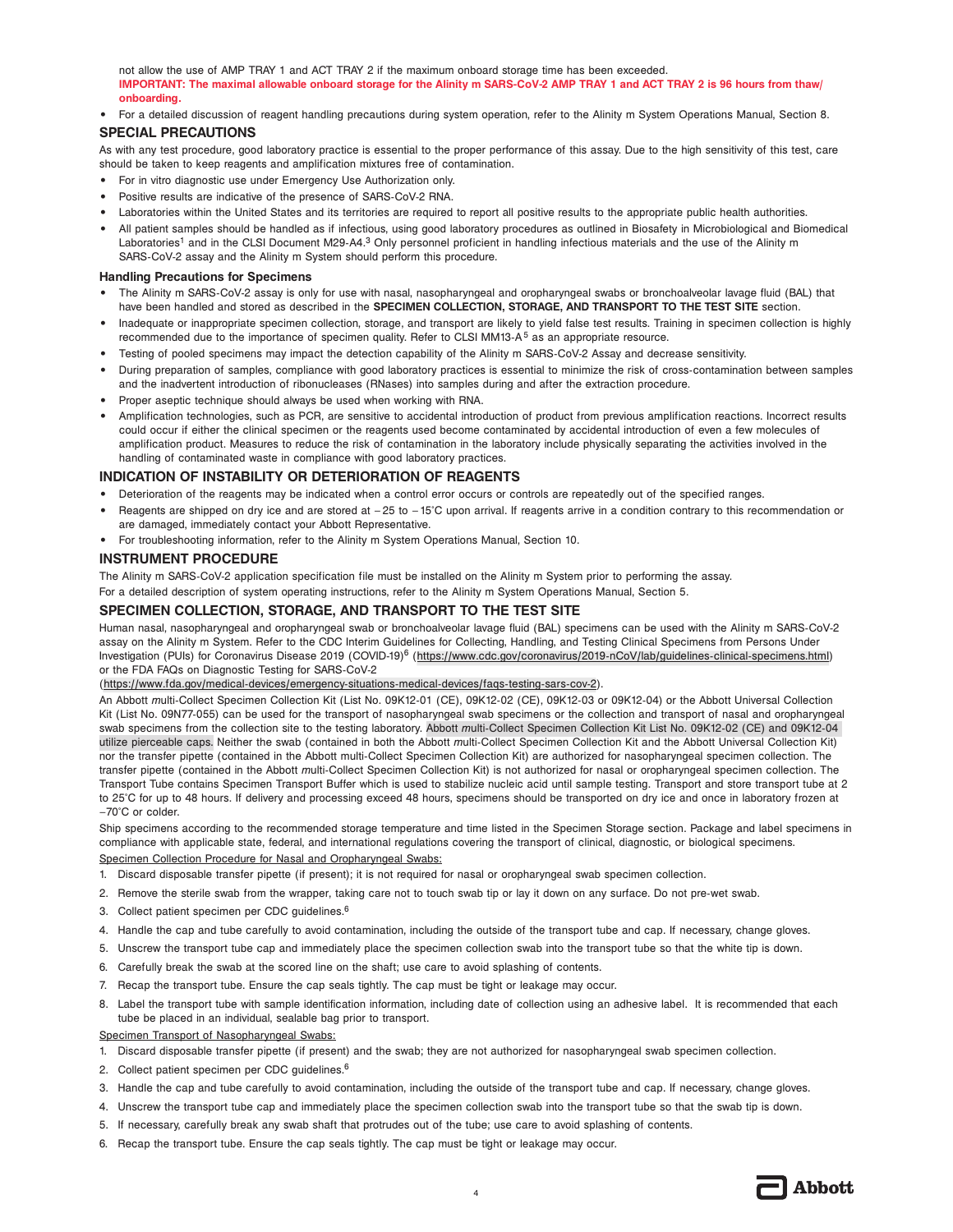not allow the use of AMP TRAY 1 and ACT TRAY 2 if the maximum onboard storage time has been exceeded.

**IMPORTANT: The maximal allowable onboard storage for the Alinity m SARS-CoV-2 AMP TRAY 1 and ACT TRAY 2 is 96 hours from thaw/onboarding.**

- For a detailed discussion of reagent handling precautions during system operation, refer to the Alinity m System Operations Manual, Section 8.

## SPECIAL PRECAUTIONS

As with any test procedure, good laboratory practice is essential to the proper performance of this assay. Due to the high sensitivity of this test, care should be taken to keep reagents and amplification mixtures free of contamination.

- For in vitro diagnostic use under Emergency Use Authorization only.
- Positive results are indicative of the presence of SARS-CoV-2 RNA.
- Laboratories within the United States and its territories are required to report all positive results to the appropriate public health authorities.
- All patient samples should be handled as if infectious, using good laboratory procedures as outlined in Biosafety in Microbiological and Biomedical Laboratories[1] and in the CLSI Document M29-A4.[3] Only personnel proficient in handling infectious materials and the use of the Alinity m SARS-CoV-2 assay and the Alinity m System should perform this procedure.

### Handling Precautions for Specimens

- The Alinity m SARS-CoV-2 assay is only for use with nasal, nasopharyngeal and oropharyngeal swabs or bronchoalveolar lavage fluid (BAL) that have been handled and stored as described in the **SPECIMEN COLLECTION, STORAGE, AND TRANSPORT TO THE TEST SITE** section.
- Inadequate or inappropriate specimen collection, storage, and transport are likely to yield false test results. Training in specimen collection is highly recommended due to the importance of specimen quality. Refer to CLSI MM13-A[5] as an appropriate resource.
- Testing of pooled specimens may impact the detection capability of the Alinity m SARS-CoV-2 Assay and decrease sensitivity.
- During preparation of samples, compliance with good laboratory practices is essential to minimize the risk of cross-contamination between samples and the inadvertent introduction of ribonucleases (RNases) into samples during and after the extraction procedure.
- Proper aseptic technique should always be used when working with RNA.
- Amplification technologies, such as PCR, are sensitive to accidental introduction of product from previous amplification reactions. Incorrect results could occur if either the clinical specimen or the reagents used become contaminated by accidental introduction of even a few molecules of amplification product. Measures to reduce the risk of contamination in the laboratory include physically separating the activities involved in the handling of contaminated waste in compliance with good laboratory practices.

## INDICATION OF INSTABILITY OR DETERIORATION OF REAGENTS

- Deterioration of the reagents may be indicated when a control error occurs or controls are repeatedly out of the specified ranges.
- Reagents are shipped on dry ice and are stored at −25 to −15°C upon arrival. If reagents arrive in a condition contrary to this recommendation or are damaged, immediately contact your Abbott Representative.
- For troubleshooting information, refer to the Alinity m System Operations Manual, Section 10.

## INSTRUMENT PROCEDURE

The Alinity m SARS-CoV-2 application specification file must be installed on the Alinity m System prior to performing the assay.

For a detailed description of system operating instructions, refer to the Alinity m System Operations Manual, Section 5.

## SPECIMEN COLLECTION, STORAGE, AND TRANSPORT TO THE TEST SITE

Human nasal, nasopharyngeal and oropharyngeal swab or bronchoalveolar lavage fluid (BAL) specimens can be used with the Alinity m SARS-CoV-2 assay on the Alinity m System. Refer to the CDC Interim Guidelines for Collecting, Handling, and Testing Clinical Specimens from Persons Under Investigation (PUIs) for Coronavirus Disease 2019 (COVID-19)[6] (https://www.cdc.gov/coronavirus/2019-nCoV/lab/guidelines-clinical-specimens.html) or the FDA FAQs on Diagnostic Testing for SARS-CoV-2 (https://www.fda.gov/medical-devices/emergency-situations-medical-devices/faqs-testing-sars-cov-2).

An Abbott *m*ulti-Collect Specimen Collection Kit (List No. 09K12-01 (CE), 09K12-02 (CE), 09K12-03 or 09K12-04) or the Abbott Universal Collection Kit (List No. 09N77-055) can be used for the transport of nasopharyngeal swab specimens or the collection and transport of nasal and oropharyngeal swab specimens from the collection site to the testing laboratory. Abbott *m*ulti-Collect Specimen Collection Kit List No. 09K12-02 (CE) and 09K12-04 utilize pierceable caps. Neither the swab (contained in both the Abbott *m*ulti-Collect Specimen Collection Kit and the Abbott Universal Collection Kit) nor the transfer pipette (contained in the Abbott multi-Collect Specimen Collection Kit) are authorized for nasopharyngeal specimen collection. The transfer pipette (contained in the Abbott *m*ulti-Collect Specimen Collection Kit) is not authorized for nasal or oropharyngeal specimen collection. The Transport Tube contains Specimen Transport Buffer which is used to stabilize nucleic acid until sample testing. Transport and store transport tube at 2 to 25°C for up to 48 hours. If delivery and processing exceed 48 hours, specimens should be transported on dry ice and once in laboratory frozen at −70°C or colder.

Ship specimens according to the recommended storage temperature and time listed in the Specimen Storage section. Package and label specimens in compliance with applicable state, federal, and international regulations covering the transport of clinical, diagnostic, or biological specimens.

Specimen Collection Procedure for Nasal and Oropharyngeal Swabs:

1. Discard disposable transfer pipette (if present); it is not required for nasal or oropharyngeal swab specimen collection.
2. Remove the sterile swab from the wrapper, taking care not to touch swab tip or lay it down on any surface. Do not pre-wet swab.
3. Collect patient specimen per CDC guidelines.[6]
4. Handle the cap and tube carefully to avoid contamination, including the outside of the transport tube and cap. If necessary, change gloves.
5. Unscrew the transport tube cap and immediately place the specimen collection swab into the transport tube so that the white tip is down.
6. Carefully break the swab at the scored line on the shaft; use care to avoid splashing of contents.
7. Recap the transport tube. Ensure the cap seals tightly. The cap must be tight or leakage may occur.
8. Label the transport tube with sample identification information, including date of collection using an adhesive label. It is recommended that each tube be placed in an individual, sealable bag prior to transport.

Specimen Transport of Nasopharyngeal Swabs:

1. Discard disposable transfer pipette (if present) and the swab; they are not authorized for nasopharyngeal swab specimen collection.
2. Collect patient specimen per CDC guidelines.[6]
3. Handle the cap and tube carefully to avoid contamination, including the outside of the transport tube and cap. If necessary, change gloves.
4. Unscrew the transport tube cap and immediately place the specimen collection swab into the transport tube so that the swab tip is down.
5. If necessary, carefully break any swab shaft that protrudes out of the tube; use care to avoid splashing of contents.
6. Recap the transport tube. Ensure the cap seals tightly. The cap must be tight or leakage may occur.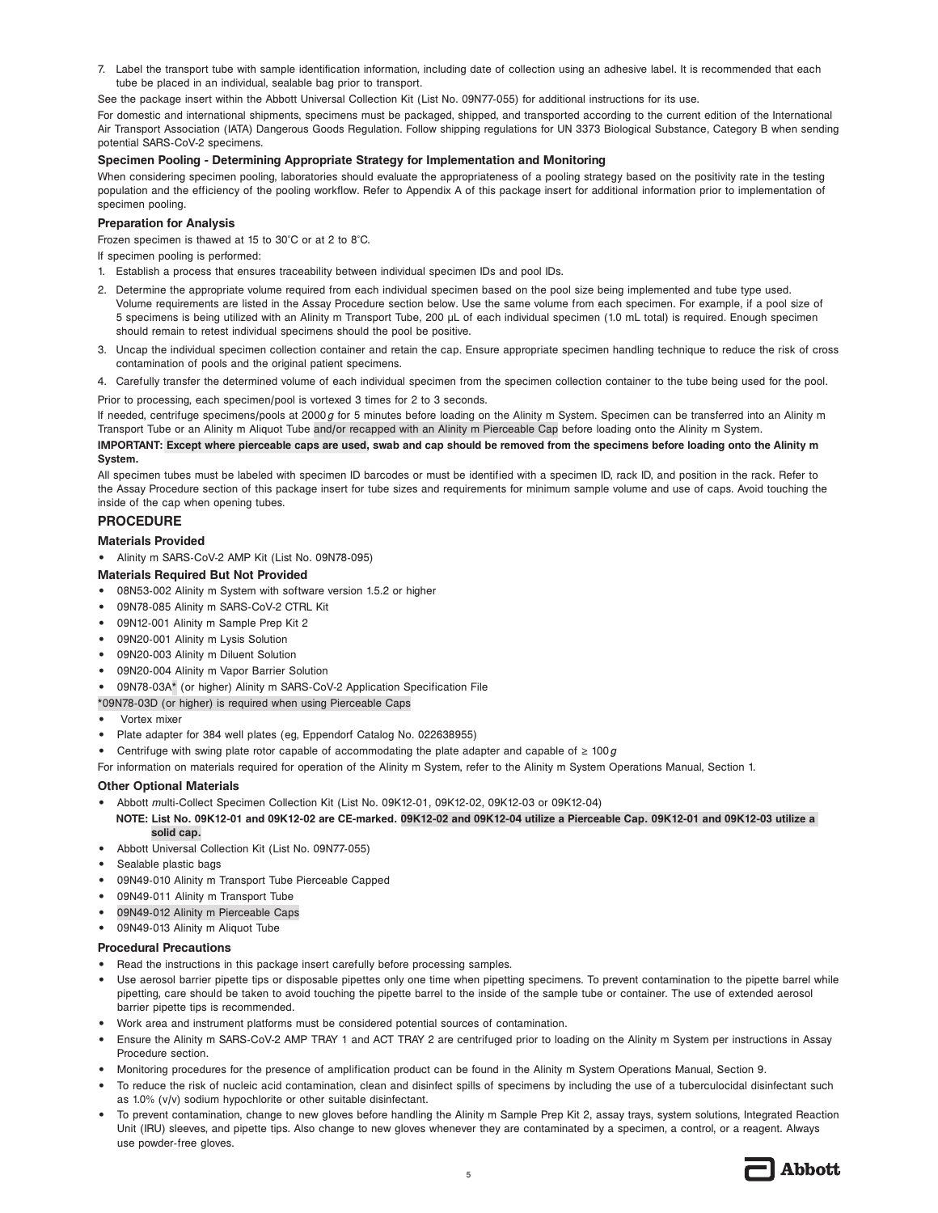7. Label the transport tube with sample identification information, including date of collection using an adhesive label. It is recommended that each tube be placed in an individual, sealable bag prior to transport.

See the package insert within the Abbott Universal Collection Kit (List No. 09N77-055) for additional instructions for its use.

For domestic and international shipments, specimens must be packaged, shipped, and transported according to the current edition of the International Air Transport Association (IATA) Dangerous Goods Regulation. Follow shipping regulations for UN 3373 Biological Substance, Category B when sending potential SARS-CoV-2 specimens.

### Specimen Pooling - Determining Appropriate Strategy for Implementation and Monitoring

When considering specimen pooling, laboratories should evaluate the appropriateness of a pooling strategy based on the positivity rate in the testing population and the efficiency of the pooling workflow. Refer to Appendix A of this package insert for additional information prior to implementation of specimen pooling.

### Preparation for Analysis

Frozen specimen is thawed at 15 to 30°C or at 2 to 8°C.

If specimen pooling is performed:

1. Establish a process that ensures traceability between individual specimen IDs and pool IDs.
2. Determine the appropriate volume required from each individual specimen based on the pool size being implemented and tube type used. Volume requirements are listed in the Assay Procedure section below. Use the same volume from each specimen. For example, if a pool size of 5 specimens is being utilized with an Alinity m Transport Tube, 200 µL of each individual specimen (1.0 mL total) is required. Enough specimen should remain to retest individual specimens should the pool be positive.
3. Uncap the individual specimen collection container and retain the cap. Ensure appropriate specimen handling technique to reduce the risk of cross contamination of pools and the original patient specimens.
4. Carefully transfer the determined volume of each individual specimen from the specimen collection container to the tube being used for the pool.

Prior to processing, each specimen/pool is vortexed 3 times for 2 to 3 seconds.

If needed, centrifuge specimens/pools at 2000 *g* for 5 minutes before loading on the Alinity m System. Specimen can be transferred into an Alinity m Transport Tube or an Alinity m Aliquot Tube and/or recapped with an Alinity m Pierceable Cap before loading onto the Alinity m System.

**IMPORTANT: Except where pierceable caps are used, swab and cap should be removed from the specimens before loading onto the Alinity m System.**

All specimen tubes must be labeled with specimen ID barcodes or must be identified with a specimen ID, rack ID, and position in the rack. Refer to the Assay Procedure section of this package insert for tube sizes and requirements for minimum sample volume and use of caps. Avoid touching the inside of the cap when opening tubes.

## PROCEDURE

### Materials Provided

- Alinity m SARS-CoV-2 AMP Kit (List No. 09N78-095)

### Materials Required But Not Provided

- 08N53-002 Alinity m System with software version 1.5.2 or higher
- 09N78-085 Alinity m SARS-CoV-2 CTRL Kit
- 09N12-001 Alinity m Sample Prep Kit 2
- 09N20-001 Alinity m Lysis Solution
- 09N20-003 Alinity m Diluent Solution
- 09N20-004 Alinity m Vapor Barrier Solution
- 09N78-03A* (or higher) Alinity m SARS-CoV-2 Application Specification File

*09N78-03D (or higher) is required when using Pierceable Caps

- Vortex mixer
- Plate adapter for 384 well plates (eg, Eppendorf Catalog No. 022638955)
- Centrifuge with swing plate rotor capable of accommodating the plate adapter and capable of ≥ 100 *g*

For information on materials required for operation of the Alinity m System, refer to the Alinity m System Operations Manual, Section 1.

### Other Optional Materials

- Abbott *m*ulti-Collect Specimen Collection Kit (List No. 09K12-01, 09K12-02, 09K12-03 or 09K12-04)

  **NOTE: List No. 09K12-01 and 09K12-02 are CE-marked. 09K12-02 and 09K12-04 utilize a Pierceable Cap. 09K12-01 and 09K12-03 utilize a solid cap.**
- Abbott Universal Collection Kit (List No. 09N77-055)
- Sealable plastic bags
- 09N49-010 Alinity m Transport Tube Pierceable Capped
- 09N49-011 Alinity m Transport Tube
- 09N49-012 Alinity m Pierceable Caps
- 09N49-013 Alinity m Aliquot Tube

### Procedural Precautions

- Read the instructions in this package insert carefully before processing samples.
- Use aerosol barrier pipette tips or disposable pipettes only one time when pipetting specimens. To prevent contamination to the pipette barrel while pipetting, care should be taken to avoid touching the pipette barrel to the inside of the sample tube or container. The use of extended aerosol barrier pipette tips is recommended.
- Work area and instrument platforms must be considered potential sources of contamination.
- Ensure the Alinity m SARS-CoV-2 AMP TRAY 1 and ACT TRAY 2 are centrifuged prior to loading on the Alinity m System per instructions in Assay Procedure section.
- Monitoring procedures for the presence of amplification product can be found in the Alinity m System Operations Manual, Section 9.
- To reduce the risk of nucleic acid contamination, clean and disinfect spills of specimens by including the use of a tuberculocidal disinfectant such as 1.0% (v/v) sodium hypochlorite or other suitable disinfectant.
- To prevent contamination, change to new gloves before handling the Alinity m Sample Prep Kit 2, assay trays, system solutions, Integrated Reaction Unit (IRU) sleeves, and pipette tips. Also change to new gloves whenever they are contaminated by a specimen, a control, or a reagent. Always use powder-free gloves.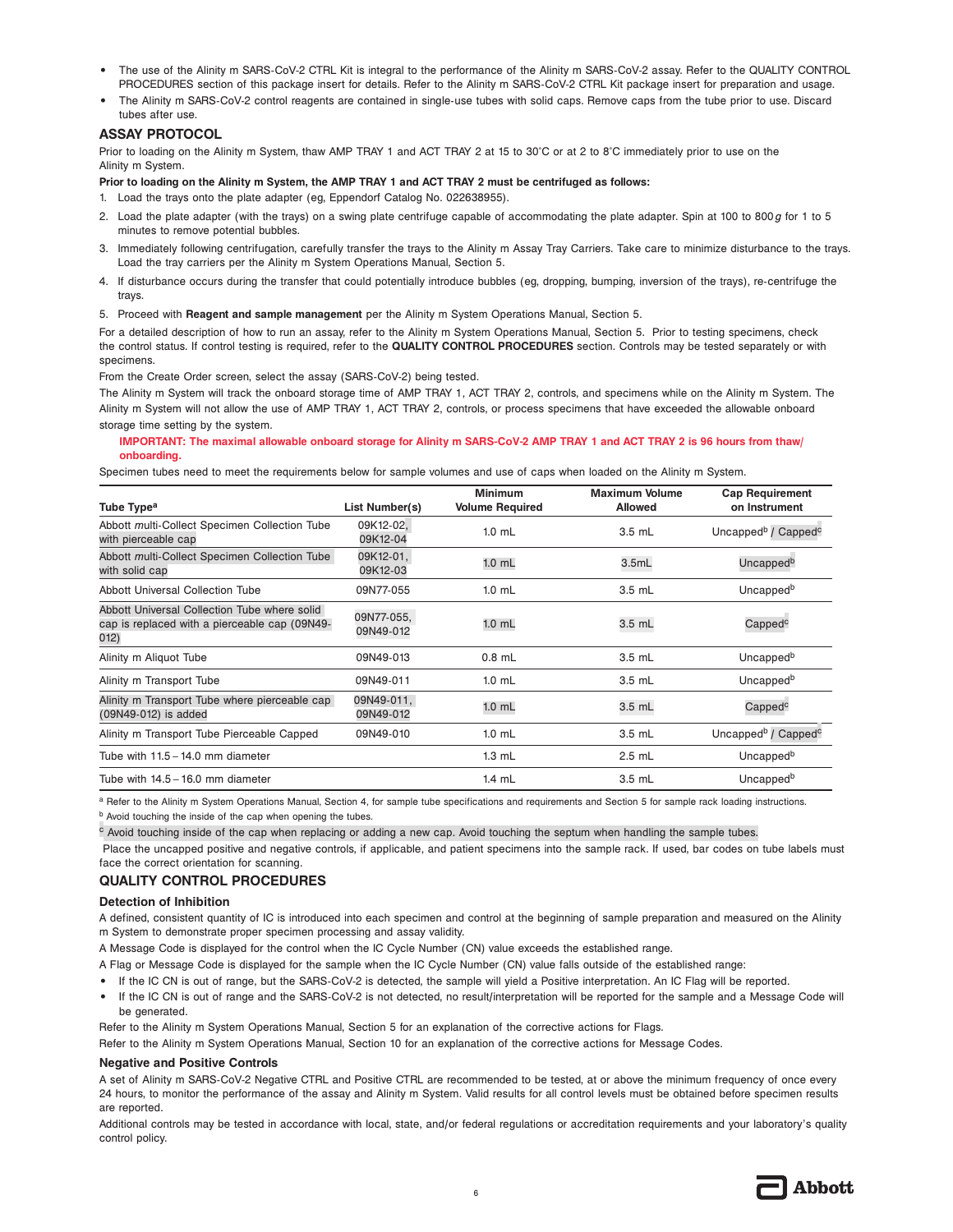- The use of the Alinity m SARS-CoV-2 CTRL Kit is integral to the performance of the Alinity m SARS-CoV-2 assay. Refer to the QUALITY CONTROL PROCEDURES section of this package insert for details. Refer to the Alinity m SARS-CoV-2 CTRL Kit package insert for preparation and usage.
- The Alinity m SARS-CoV-2 control reagents are contained in single-use tubes with solid caps. Remove caps from the tube prior to use. Discard tubes after use.

## ASSAY PROTOCOL

Prior to loading on the Alinity m System, thaw AMP TRAY 1 and ACT TRAY 2 at 15 to 30°C or at 2 to 8°C immediately prior to use on the Alinity m System.

**Prior to loading on the Alinity m System, the AMP TRAY 1 and ACT TRAY 2 must be centrifuged as follows:**

1. Load the trays onto the plate adapter (eg, Eppendorf Catalog No. 022638955).
2. Load the plate adapter (with the trays) on a swing plate centrifuge capable of accommodating the plate adapter. Spin at 100 to 800 *g* for 1 to 5 minutes to remove potential bubbles.
3. Immediately following centrifugation, carefully transfer the trays to the Alinity m Assay Tray Carriers. Take care to minimize disturbance to the trays. Load the tray carriers per the Alinity m System Operations Manual, Section 5.
4. If disturbance occurs during the transfer that could potentially introduce bubbles (eg, dropping, bumping, inversion of the trays), re-centrifuge the trays.
5. Proceed with **Reagent and sample management** per the Alinity m System Operations Manual, Section 5.

For a detailed description of how to run an assay, refer to the Alinity m System Operations Manual, Section 5. Prior to testing specimens, check the control status. If control testing is required, refer to the **QUALITY CONTROL PROCEDURES** section. Controls may be tested separately or with specimens.

From the Create Order screen, select the assay (SARS-CoV-2) being tested.

The Alinity m System will track the onboard storage time of AMP TRAY 1, ACT TRAY 2, controls, and specimens while on the Alinity m System. The Alinity m System will not allow the use of AMP TRAY 1, ACT TRAY 2, controls, or process specimens that have exceeded the allowable onboard storage time setting by the system.

**IMPORTANT: The maximal allowable onboard storage for Alinity m SARS-CoV-2 AMP TRAY 1 and ACT TRAY 2 is 96 hours from thaw/onboarding.**

Specimen tubes need to meet the requirements below for sample volumes and use of caps when loaded on the Alinity m System.

| Tube Type[a] | List Number(s) | Minimum Volume Required | Maximum Volume Allowed | Cap Requirement on Instrument |
|---|---|---|---|---|
| Abbott *m*ulti-Collect Specimen Collection Tube with pierceable cap | 09K12-02, 09K12-04 | 1.0 mL | 3.5 mL | Uncapped[b] / Capped[c] |
| Abbott *m*ulti-Collect Specimen Collection Tube with solid cap | 09K12-01, 09K12-03 | 1.0 mL | 3.5mL | Uncapped[b] |
| Abbott Universal Collection Tube | 09N77-055 | 1.0 mL | 3.5 mL | Uncapped[b] |
| Abbott Universal Collection Tube where solid cap is replaced with a pierceable cap (09N49-012) | 09N77-055, 09N49-012 | 1.0 mL | 3.5 mL | Capped[c] |
| Alinity m Aliquot Tube | 09N49-013 | 0.8 mL | 3.5 mL | Uncapped[b] |
| Alinity m Transport Tube | 09N49-011 | 1.0 mL | 3.5 mL | Uncapped[b] |
| Alinity m Transport Tube where pierceable cap (09N49-012) is added | 09N49-011, 09N49-012 | 1.0 mL | 3.5 mL | Capped[c] |
| Alinity m Transport Tube Pierceable Capped | 09N49-010 | 1.0 mL | 3.5 mL | Uncapped[b] / Capped[c] |
| Tube with 11.5 – 14.0 mm diameter | | 1.3 mL | 2.5 mL | Uncapped[b] |
| Tube with 14.5 – 16.0 mm diameter | | 1.4 mL | 3.5 mL | Uncapped[b] |

[a] Refer to the Alinity m System Operations Manual, Section 4, for sample tube specifications and requirements and Section 5 for sample rack loading instructions.

[b] Avoid touching the inside of the cap when opening the tubes.

[c] Avoid touching inside of the cap when replacing or adding a new cap. Avoid touching the septum when handling the sample tubes.

Place the uncapped positive and negative controls, if applicable, and patient specimens into the sample rack. If used, bar codes on tube labels must face the correct orientation for scanning.

## QUALITY CONTROL PROCEDURES

### Detection of Inhibition

A defined, consistent quantity of IC is introduced into each specimen and control at the beginning of sample preparation and measured on the Alinity m System to demonstrate proper specimen processing and assay validity.

A Message Code is displayed for the control when the IC Cycle Number (CN) value exceeds the established range.

A Flag or Message Code is displayed for the sample when the IC Cycle Number (CN) value falls outside of the established range:

- If the IC CN is out of range, but the SARS-CoV-2 is detected, the sample will yield a Positive interpretation. An IC Flag will be reported.
- If the IC CN is out of range and the SARS-CoV-2 is not detected, no result/interpretation will be reported for the sample and a Message Code will be generated.

Refer to the Alinity m System Operations Manual, Section 5 for an explanation of the corrective actions for Flags.

Refer to the Alinity m System Operations Manual, Section 10 for an explanation of the corrective actions for Message Codes.

### Negative and Positive Controls

A set of Alinity m SARS-CoV-2 Negative CTRL and Positive CTRL are recommended to be tested, at or above the minimum frequency of once every 24 hours, to monitor the performance of the assay and Alinity m System. Valid results for all control levels must be obtained before specimen results are reported.

Additional controls may be tested in accordance with local, state, and/or federal regulations or accreditation requirements and your laboratory's quality control policy.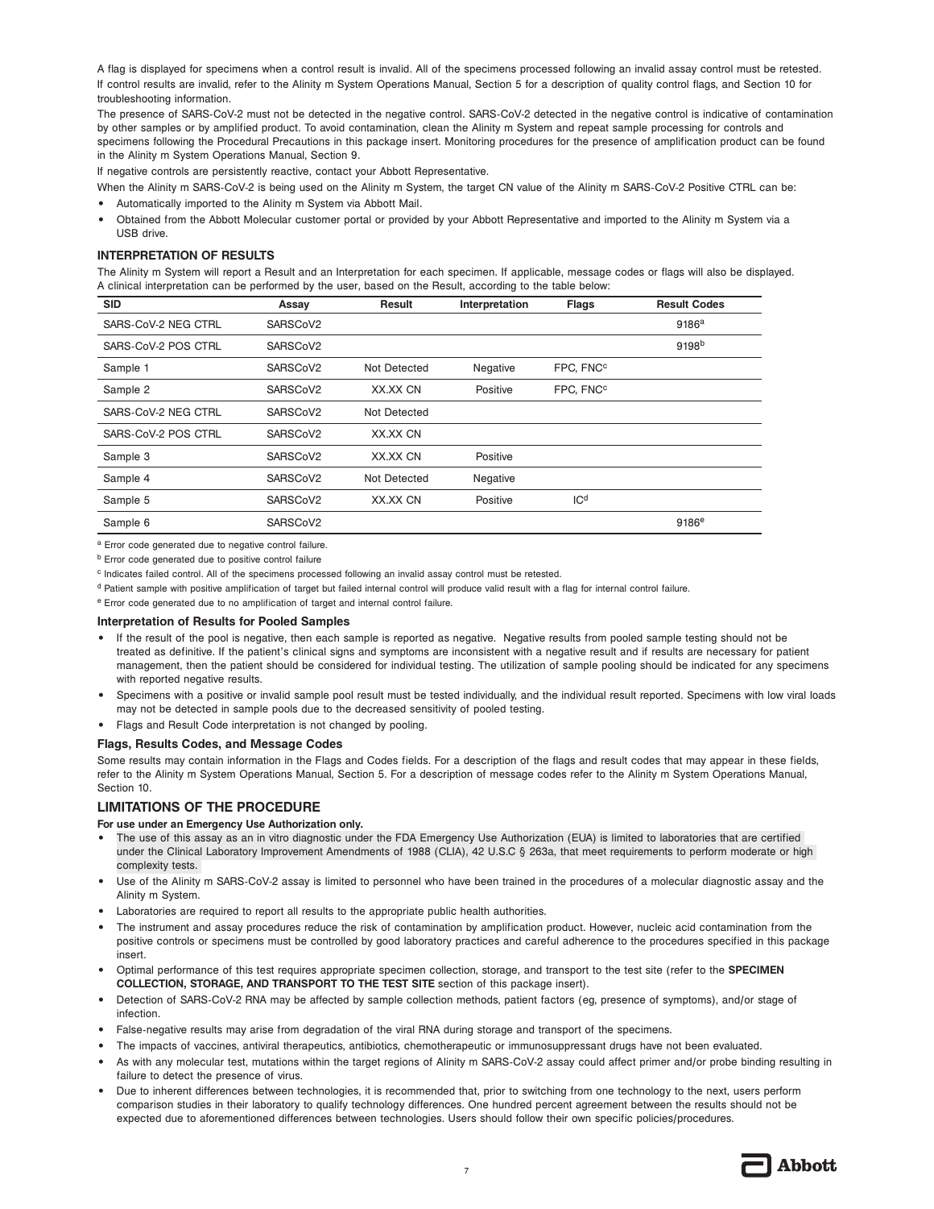A flag is displayed for specimens when a control result is invalid. All of the specimens processed following an invalid assay control must be retested. If control results are invalid, refer to the Alinity m System Operations Manual, Section 5 for a description of quality control flags, and Section 10 for troubleshooting information.

The presence of SARS-CoV-2 must not be detected in the negative control. SARS-CoV-2 detected in the negative control is indicative of contamination by other samples or by amplified product. To avoid contamination, clean the Alinity m System and repeat sample processing for controls and specimens following the Procedural Precautions in this package insert. Monitoring procedures for the presence of amplification product can be found in the Alinity m System Operations Manual, Section 9.

If negative controls are persistently reactive, contact your Abbott Representative.

When the Alinity m SARS-CoV-2 is being used on the Alinity m System, the target CN value of the Alinity m SARS-CoV-2 Positive CTRL can be:

- Automatically imported to the Alinity m System via Abbott Mail.
- Obtained from the Abbott Molecular customer portal or provided by your Abbott Representative and imported to the Alinity m System via a USB drive.

### INTERPRETATION OF RESULTS

The Alinity m System will report a Result and an Interpretation for each specimen. If applicable, message codes or flags will also be displayed. A clinical interpretation can be performed by the user, based on the Result, according to the table below:

| SID | Assay | Result | Interpretation | Flags | Result Codes |
|---|---|---|---|---|---|
| SARS-CoV-2 NEG CTRL | SARSCoV2 | | | | 9186[a] |
| SARS-CoV-2 POS CTRL | SARSCoV2 | | | | 9198[b] |
| Sample 1 | SARSCoV2 | Not Detected | Negative | FPC, FNC[c] | |
| Sample 2 | SARSCoV2 | XX.XX CN | Positive | FPC, FNC[c] | |
| SARS-CoV-2 NEG CTRL | SARSCoV2 | Not Detected | | | |
| SARS-CoV-2 POS CTRL | SARSCoV2 | XX.XX CN | | | |
| Sample 3 | SARSCoV2 | XX.XX CN | Positive | | |
| Sample 4 | SARSCoV2 | Not Detected | Negative | | |
| Sample 5 | SARSCoV2 | XX.XX CN | Positive | IC[d] | |
| Sample 6 | SARSCoV2 | | | | 9186[e] |

[a] Error code generated due to negative control failure.

[b] Error code generated due to positive control failure

[c] Indicates failed control. All of the specimens processed following an invalid assay control must be retested.

[d] Patient sample with positive amplification of target but failed internal control will produce valid result with a flag for internal control failure.

[e] Error code generated due to no amplification of target and internal control failure.

#### Interpretation of Results for Pooled Samples

- If the result of the pool is negative, then each sample is reported as negative. Negative results from pooled sample testing should not be treated as definitive. If the patient's clinical signs and symptoms are inconsistent with a negative result and if results are necessary for patient management, then the patient should be considered for individual testing. The utilization of sample pooling should be indicated for any specimens with reported negative results.
- Specimens with a positive or invalid sample pool result must be tested individually, and the individual result reported. Specimens with low viral loads may not be detected in sample pools due to the decreased sensitivity of pooled testing.
- Flags and Result Code interpretation is not changed by pooling.

#### Flags, Results Codes, and Message Codes

Some results may contain information in the Flags and Codes fields. For a description of the flags and result codes that may appear in these fields, refer to the Alinity m System Operations Manual, Section 5. For a description of message codes refer to the Alinity m System Operations Manual, Section 10.

## LIMITATIONS OF THE PROCEDURE

**For use under an Emergency Use Authorization only.**

- The use of this assay as an in vitro diagnostic under the FDA Emergency Use Authorization (EUA) is limited to laboratories that are certified under the Clinical Laboratory Improvement Amendments of 1988 (CLIA), 42 U.S.C § 263a, that meet requirements to perform moderate or high complexity tests.
- Use of the Alinity m SARS-CoV-2 assay is limited to personnel who have been trained in the procedures of a molecular diagnostic assay and the Alinity m System.
- Laboratories are required to report all results to the appropriate public health authorities.
- The instrument and assay procedures reduce the risk of contamination by amplification product. However, nucleic acid contamination from the positive controls or specimens must be controlled by good laboratory practices and careful adherence to the procedures specified in this package insert.
- Optimal performance of this test requires appropriate specimen collection, storage, and transport to the test site (refer to the **SPECIMEN COLLECTION, STORAGE, AND TRANSPORT TO THE TEST SITE** section of this package insert).
- Detection of SARS-CoV-2 RNA may be affected by sample collection methods, patient factors (eg, presence of symptoms), and/or stage of infection.
- False-negative results may arise from degradation of the viral RNA during storage and transport of the specimens.
- The impacts of vaccines, antiviral therapeutics, antibiotics, chemotherapeutic or immunosuppressant drugs have not been evaluated.
- As with any molecular test, mutations within the target regions of Alinity m SARS-CoV-2 assay could affect primer and/or probe binding resulting in failure to detect the presence of virus.
- Due to inherent differences between technologies, it is recommended that, prior to switching from one technology to the next, users perform comparison studies in their laboratory to qualify technology differences. One hundred percent agreement between the results should not be expected due to aforementioned differences between technologies. Users should follow their own specific policies/procedures.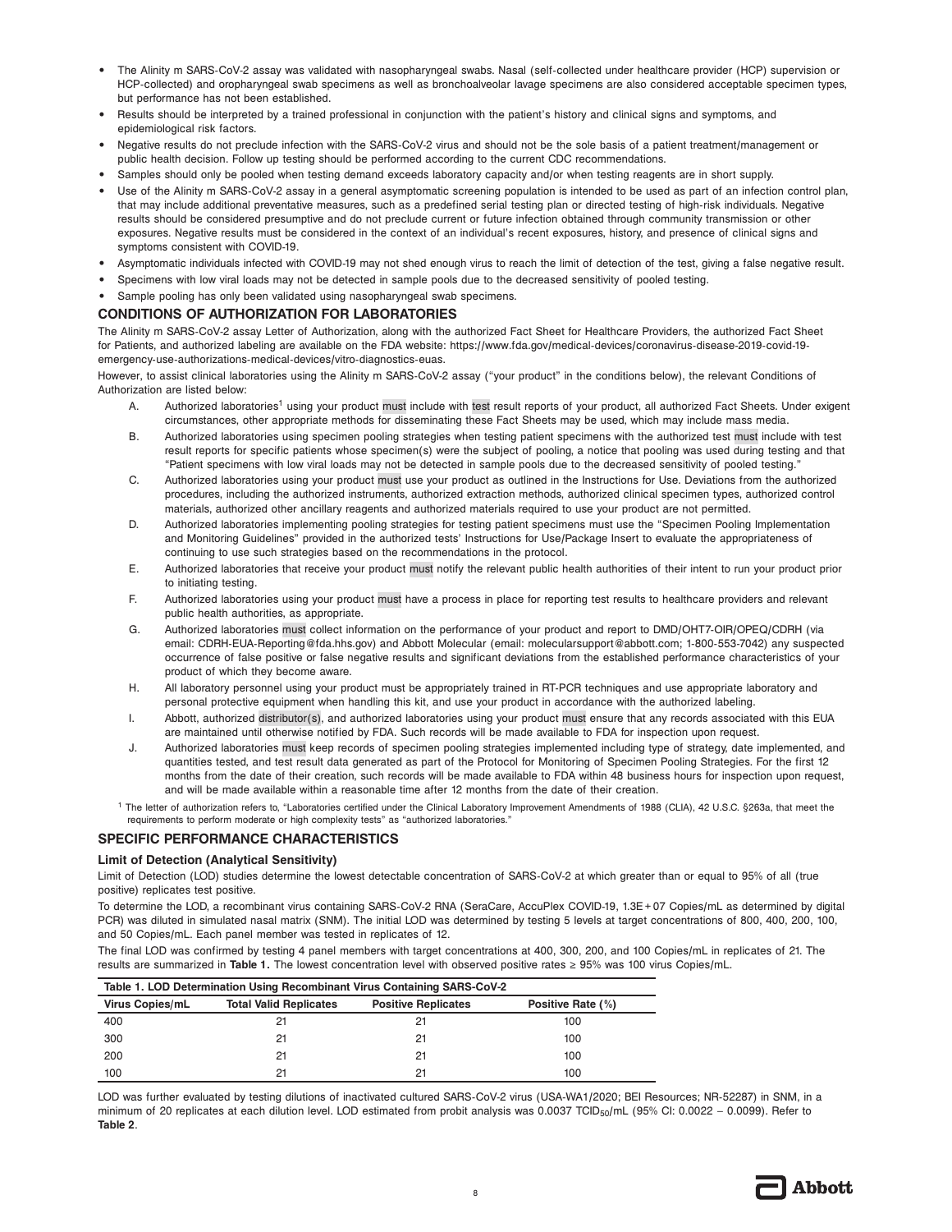- The Alinity m SARS-CoV-2 assay was validated with nasopharyngeal swabs. Nasal (self-collected under healthcare provider (HCP) supervision or HCP-collected) and oropharyngeal swab specimens as well as bronchoalveolar lavage specimens are also considered acceptable specimen types, but performance has not been established.
- Results should be interpreted by a trained professional in conjunction with the patient's history and clinical signs and symptoms, and epidemiological risk factors.
- Negative results do not preclude infection with the SARS-CoV-2 virus and should not be the sole basis of a patient treatment/management or public health decision. Follow up testing should be performed according to the current CDC recommendations.
- Samples should only be pooled when testing demand exceeds laboratory capacity and/or when testing reagents are in short supply.
- Use of the Alinity m SARS-CoV-2 assay in a general asymptomatic screening population is intended to be used as part of an infection control plan, that may include additional preventative measures, such as a predefined serial testing plan or directed testing of high-risk individuals. Negative results should be considered presumptive and do not preclude current or future infection obtained through community transmission or other exposures. Negative results must be considered in the context of an individual's recent exposures, history, and presence of clinical signs and symptoms consistent with COVID-19.
- Asymptomatic individuals infected with COVID-19 may not shed enough virus to reach the limit of detection of the test, giving a false negative result.
- Specimens with low viral loads may not be detected in sample pools due to the decreased sensitivity of pooled testing.
- Sample pooling has only been validated using nasopharyngeal swab specimens.

## CONDITIONS OF AUTHORIZATION FOR LABORATORIES

The Alinity m SARS-CoV-2 assay Letter of Authorization, along with the authorized Fact Sheet for Healthcare Providers, the authorized Fact Sheet for Patients, and authorized labeling are available on the FDA website: https://www.fda.gov/medical-devices/coronavirus-disease-2019-covid-19-emergency-use-authorizations-medical-devices/vitro-diagnostics-euas.

However, to assist clinical laboratories using the Alinity m SARS-CoV-2 assay ("your product" in the conditions below), the relevant Conditions of Authorization are listed below:

A. Authorized laboratories[1] using your product must include with test result reports of your product, all authorized Fact Sheets. Under exigent circumstances, other appropriate methods for disseminating these Fact Sheets may be used, which may include mass media.

B. Authorized laboratories using specimen pooling strategies when testing patient specimens with the authorized test must include with test result reports for specific patients whose specimen(s) were the subject of pooling, a notice that pooling was used during testing and that "Patient specimens with low viral loads may not be detected in sample pools due to the decreased sensitivity of pooled testing."

C. Authorized laboratories using your product must use your product as outlined in the Instructions for Use. Deviations from the authorized procedures, including the authorized instruments, authorized extraction methods, authorized clinical specimen types, authorized control materials, authorized other ancillary reagents and authorized materials required to use your product are not permitted.

D. Authorized laboratories implementing pooling strategies for testing patient specimens must use the "Specimen Pooling Implementation and Monitoring Guidelines" provided in the authorized tests' Instructions for Use/Package Insert to evaluate the appropriateness of continuing to use such strategies based on the recommendations in the protocol.

E. Authorized laboratories that receive your product must notify the relevant public health authorities of their intent to run your product prior to initiating testing.

F. Authorized laboratories using your product must have a process in place for reporting test results to healthcare providers and relevant public health authorities, as appropriate.

G. Authorized laboratories must collect information on the performance of your product and report to DMD/OHT7-OIR/OPEQ/CDRH (via email: CDRH-EUA-Reporting@fda.hhs.gov) and Abbott Molecular (email: molecularsupport@abbott.com; 1-800-553-7042) any suspected occurrence of false positive or false negative results and significant deviations from the established performance characteristics of your product of which they become aware.

H. All laboratory personnel using your product must be appropriately trained in RT-PCR techniques and use appropriate laboratory and personal protective equipment when handling this kit, and use your product in accordance with the authorized labeling.

I. Abbott, authorized distributor(s), and authorized laboratories using your product must ensure that any records associated with this EUA are maintained until otherwise notified by FDA. Such records will be made available to FDA for inspection upon request.

J. Authorized laboratories must keep records of specimen pooling strategies implemented including type of strategy, date implemented, and quantities tested, and test result data generated as part of the Protocol for Monitoring of Specimen Pooling Strategies. For the first 12 months from the date of their creation, such records will be made available to FDA within 48 business hours for inspection upon request, and will be made available within a reasonable time after 12 months from the date of their creation.

[1] The letter of authorization refers to, "Laboratories certified under the Clinical Laboratory Improvement Amendments of 1988 (CLIA), 42 U.S.C. §263a, that meet the requirements to perform moderate or high complexity tests" as "authorized laboratories."

## SPECIFIC PERFORMANCE CHARACTERISTICS

### Limit of Detection (Analytical Sensitivity)

Limit of Detection (LOD) studies determine the lowest detectable concentration of SARS-CoV-2 at which greater than or equal to 95% of all (true positive) replicates test positive.

To determine the LOD, a recombinant virus containing SARS-CoV-2 RNA (SeraCare, AccuPlex COVID-19, 1.3E+07 Copies/mL as determined by digital PCR) was diluted in simulated nasal matrix (SNM). The initial LOD was determined by testing 5 levels at target concentrations of 800, 400, 200, 100, and 50 Copies/mL. Each panel member was tested in replicates of 12.

The final LOD was confirmed by testing 4 panel members with target concentrations at 400, 300, 200, and 100 Copies/mL in replicates of 21. The results are summarized in **Table 1.** The lowest concentration level with observed positive rates ≥ 95% was 100 virus Copies/mL.

**Table 1. LOD Determination Using Recombinant Virus Containing SARS-CoV-2**

| Virus Copies/mL | Total Valid Replicates | Positive Replicates | Positive Rate (%) |
|---|---|---|---|
| 400 | 21 | 21 | 100 |
| 300 | 21 | 21 | 100 |
| 200 | 21 | 21 | 100 |
| 100 | 21 | 21 | 100 |

LOD was further evaluated by testing dilutions of inactivated cultured SARS-CoV-2 virus (USA-WA1/2020; BEI Resources; NR-52287) in SNM, in a minimum of 20 replicates at each dilution level. LOD estimated from probit analysis was 0.0037 $TCID_{50}$/mL (95% CI: 0.0022 – 0.0099). Refer to **Table 2**.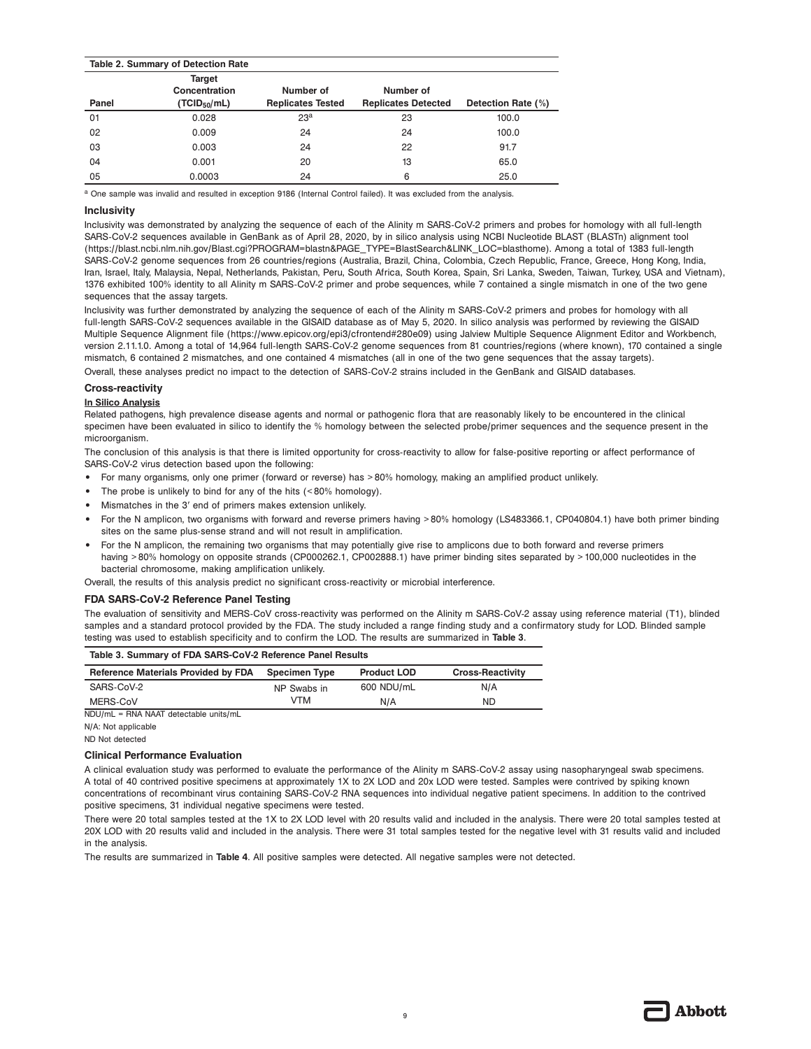**Table 2. Summary of Detection Rate**

| Panel | Target Concentration ($TCID_{50}$/mL) | Number of Replicates Tested | Number of Replicates Detected | Detection Rate (%) |
|---|---|---|---|---|
| 01 | 0.028 | 23[a] | 23 | 100.0 |
| 02 | 0.009 | 24 | 24 | 100.0 |
| 03 | 0.003 | 24 | 22 | 91.7 |
| 04 | 0.001 | 20 | 13 | 65.0 |
| 05 | 0.0003 | 24 | 6 | 25.0 |

[a] One sample was invalid and resulted in exception 9186 (Internal Control failed). It was excluded from the analysis.

### Inclusivity

Inclusivity was demonstrated by analyzing the sequence of each of the Alinity m SARS-CoV-2 primers and probes for homology with all full-length SARS-CoV-2 sequences available in GenBank as of April 28, 2020, by in silico analysis using NCBI Nucleotide BLAST (BLASTn) alignment tool (https://blast.ncbi.nlm.nih.gov/Blast.cgi?PROGRAM=blastn&PAGE_TYPE=BlastSearch&LINK_LOC=blasthome). Among a total of 1383 full-length SARS-CoV-2 genome sequences from 26 countries/regions (Australia, Brazil, China, Colombia, Czech Republic, France, Greece, Hong Kong, India, Iran, Israel, Italy, Malaysia, Nepal, Netherlands, Pakistan, Peru, South Africa, South Korea, Spain, Sri Lanka, Sweden, Taiwan, Turkey, USA and Vietnam), 1376 exhibited 100% identity to all Alinity m SARS-CoV-2 primer and probe sequences, while 7 contained a single mismatch in one of the two gene sequences that the assay targets.

Inclusivity was further demonstrated by analyzing the sequence of each of the Alinity m SARS-CoV-2 primers and probes for homology with all full-length SARS-CoV-2 sequences available in the GISAID database as of May 5, 2020. In silico analysis was performed by reviewing the GISAID Multiple Sequence Alignment file (https://www.epicov.org/epi3/cfrontend#280e09) using Jalview Multiple Sequence Alignment Editor and Workbench, version 2.11.1.0. Among a total of 14,964 full-length SARS-CoV-2 genome sequences from 81 countries/regions (where known), 170 contained a single mismatch, 6 contained 2 mismatches, and one contained 4 mismatches (all in one of the two gene sequences that the assay targets).

Overall, these analyses predict no impact to the detection of SARS-CoV-2 strains included in the GenBank and GISAID databases.

### Cross-reactivity

**In Silico Analysis**

Related pathogens, high prevalence disease agents and normal or pathogenic flora that are reasonably likely to be encountered in the clinical specimen have been evaluated in silico to identify the % homology between the selected probe/primer sequences and the sequence present in the microorganism.

The conclusion of this analysis is that there is limited opportunity for cross-reactivity to allow for false-positive reporting or affect performance of SARS-CoV-2 virus detection based upon the following:

- For many organisms, only one primer (forward or reverse) has > 80% homology, making an amplified product unlikely.
- The probe is unlikely to bind for any of the hits (< 80% homology).
- Mismatches in the 3′ end of primers makes extension unlikely.
- For the N amplicon, two organisms with forward and reverse primers having > 80% homology (LS483366.1, CP040804.1) have both primer binding sites on the same plus-sense strand and will not result in amplification.
- For the N amplicon, the remaining two organisms that may potentially give rise to amplicons due to both forward and reverse primers having > 80% homology on opposite strands (CP000262.1, CP002888.1) have primer binding sites separated by > 100,000 nucleotides in the bacterial chromosome, making amplification unlikely.

Overall, the results of this analysis predict no significant cross-reactivity or microbial interference.

### FDA SARS-CoV-2 Reference Panel Testing

The evaluation of sensitivity and MERS-CoV cross-reactivity was performed on the Alinity m SARS-CoV-2 assay using reference material (T1), blinded samples and a standard protocol provided by the FDA. The study included a range finding study and a confirmatory study for LOD. Blinded sample testing was used to establish specificity and to confirm the LOD. The results are summarized in **Table 3**.

**Table 3. Summary of FDA SARS-CoV-2 Reference Panel Results**

| Reference Materials Provided by FDA | Specimen Type | Product LOD | Cross-Reactivity |
|---|---|---|---|
| SARS-CoV-2 | NP Swabs in VTM | 600 NDU/mL | N/A |
| MERS-CoV | | N/A | ND |

NDU/mL = RNA NAAT detectable units/mL

N/A: Not applicable

ND Not detected

### Clinical Performance Evaluation

A clinical evaluation study was performed to evaluate the performance of the Alinity m SARS-CoV-2 assay using nasopharyngeal swab specimens. A total of 40 contrived positive specimens at approximately 1X to 2X LOD and 20x LOD were tested. Samples were contrived by spiking known concentrations of recombinant virus containing SARS-CoV-2 RNA sequences into individual negative patient specimens. In addition to the contrived positive specimens, 31 individual negative specimens were tested.

There were 20 total samples tested at the 1X to 2X LOD level with 20 results valid and included in the analysis. There were 20 total samples tested at 20X LOD with 20 results valid and included in the analysis. There were 31 total samples tested for the negative level with 31 results valid and included in the analysis.

The results are summarized in **Table 4**. All positive samples were detected. All negative samples were not detected.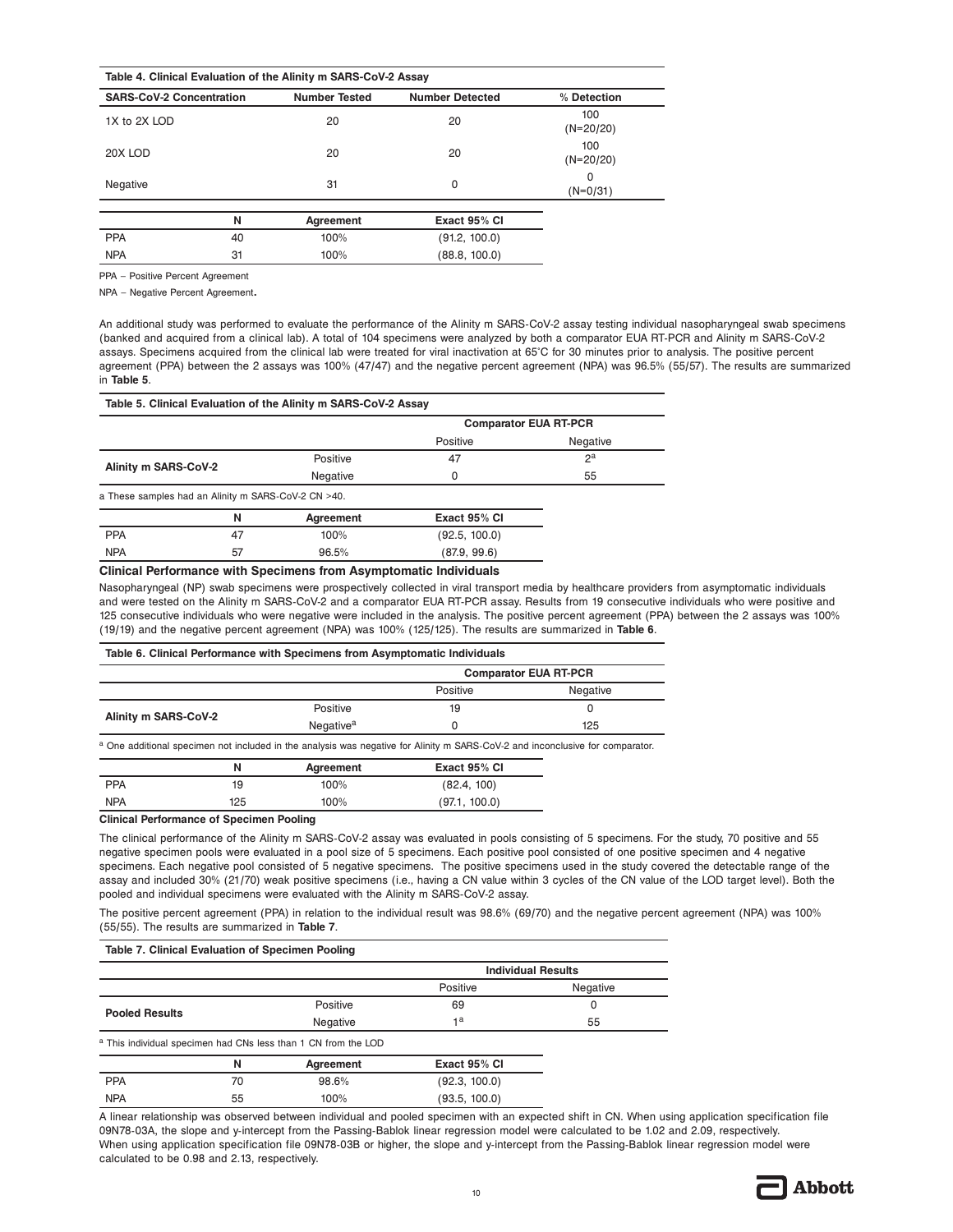**Table 4. Clinical Evaluation of the Alinity m SARS-CoV-2 Assay**

| SARS-CoV-2 Concentration | Number Tested | Number Detected | % Detection |
|---|---|---|---|
| 1X to 2X LOD | 20 | 20 | 100 (N=20/20) |
| 20X LOD | 20 | 20 | 100 (N=20/20) |
| Negative | 31 | 0 | 0 (N=0/31) |

| | N | Agreement | Exact 95% CI |
|---|---|---|---|
| PPA | 40 | 100% | (91.2, 100.0) |
| NPA | 31 | 100% | (88.8, 100.0) |

PPA – Positive Percent Agreement

NPA – Negative Percent Agreement.

An additional study was performed to evaluate the performance of the Alinity m SARS-CoV-2 assay testing individual nasopharyngeal swab specimens (banked and acquired from a clinical lab). A total of 104 specimens were analyzed by both a comparator EUA RT-PCR and Alinity m SARS-CoV-2 assays. Specimens acquired from the clinical lab were treated for viral inactivation at 65°C for 30 minutes prior to analysis. The positive percent agreement (PPA) between the 2 assays was 100% (47/47) and the negative percent agreement (NPA) was 96.5% (55/57). The results are summarized in **Table 5**.

**Table 5. Clinical Evaluation of the Alinity m SARS-CoV-2 Assay**

| | | Comparator EUA RT-PCR | |
|---|---|---|---|
| | | Positive | Negative |
| Alinity m SARS-CoV-2 | Positive | 47 | 2[a] |
| | Negative | 0 | 55 |

a These samples had an Alinity m SARS-CoV-2 CN >40.

| | N | Agreement | Exact 95% CI |
|---|---|---|---|
| PPA | 47 | 100% | (92.5, 100.0) |
| NPA | 57 | 96.5% | (87.9, 99.6) |

## Clinical Performance with Specimens from Asymptomatic Individuals

Nasopharyngeal (NP) swab specimens were prospectively collected in viral transport media by healthcare providers from asymptomatic individuals and were tested on the Alinity m SARS-CoV-2 and a comparator EUA RT-PCR assay. Results from 19 consecutive individuals who were positive and 125 consecutive individuals who were negative were included in the analysis. The positive percent agreement (PPA) between the 2 assays was 100% (19/19) and the negative percent agreement (NPA) was 100% (125/125). The results are summarized in **Table 6**.

**Table 6. Clinical Performance with Specimens from Asymptomatic Individuals**

| | | Comparator EUA RT-PCR | |
|---|---|---|---|
| | | Positive | Negative |
| Alinity m SARS-CoV-2 | Positive | 19 | 0 |
| | Negative[a] | 0 | 125 |

[a] One additional specimen not included in the analysis was negative for Alinity m SARS-CoV-2 and inconclusive for comparator.

| | N | Agreement | Exact 95% CI |
|---|---|---|---|
| PPA | 19 | 100% | (82.4, 100) |
| NPA | 125 | 100% | (97.1, 100.0) |

## Clinical Performance of Specimen Pooling

The clinical performance of the Alinity m SARS-CoV-2 assay was evaluated in pools consisting of 5 specimens. For the study, 70 positive and 55 negative specimen pools were evaluated in a pool size of 5 specimens. Each positive pool consisted of one positive specimen and 4 negative specimens. Each negative pool consisted of 5 negative specimens. The positive specimens used in the study covered the detectable range of the assay and included 30% (21/70) weak positive specimens (i.e., having a CN value within 3 cycles of the CN value of the LOD target level). Both the pooled and individual specimens were evaluated with the Alinity m SARS-CoV-2 assay.

The positive percent agreement (PPA) in relation to the individual result was 98.6% (69/70) and the negative percent agreement (NPA) was 100% (55/55). The results are summarized in **Table 7**.

**Table 7. Clinical Evaluation of Specimen Pooling**

| | | Individual Results | |
|---|---|---|---|
| | | Positive | Negative |
| Pooled Results | Positive | 69 | 0 |
| | Negative | 1[a] | 55 |

[a] This individual specimen had CNs less than 1 CN from the LOD

| | N | Agreement | Exact 95% CI |
|---|---|---|---|
| PPA | 70 | 98.6% | (92.3, 100.0) |
| NPA | 55 | 100% | (93.5, 100.0) |

A linear relationship was observed between individual and pooled specimen with an expected shift in CN. When using application specification file 09N78-03A, the slope and y-intercept from the Passing-Bablok linear regression model were calculated to be 1.02 and 2.09, respectively. When using application specification file 09N78-03B or higher, the slope and y-intercept from the Passing-Bablok linear regression model were calculated to be 0.98 and 2.13, respectively.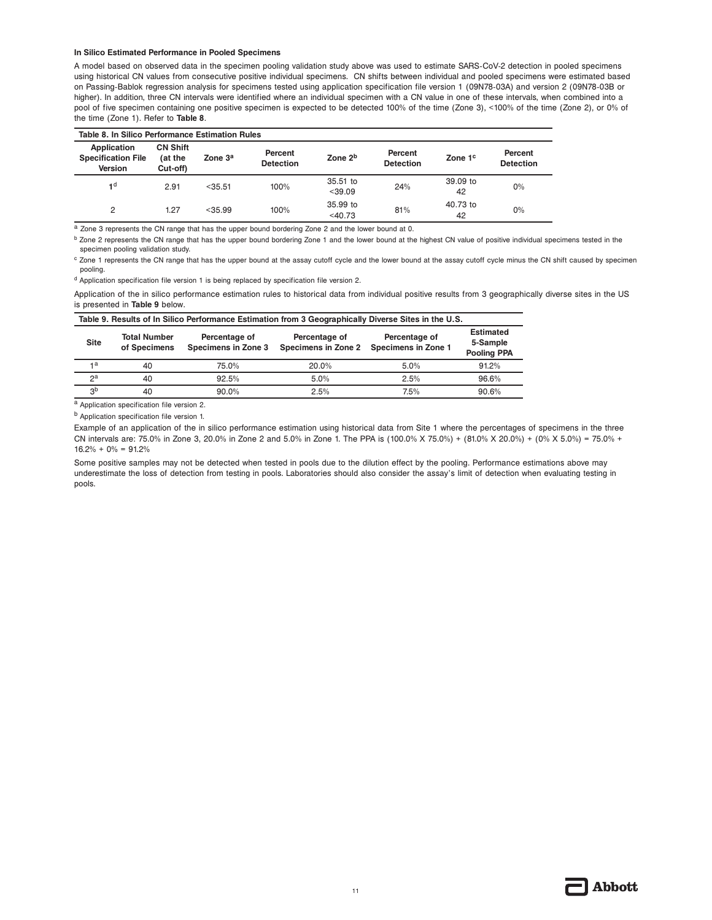### In Silico Estimated Performance in Pooled Specimens

A model based on observed data in the specimen pooling validation study above was used to estimate SARS-CoV-2 detection in pooled specimens using historical CN values from consecutive positive individual specimens. CN shifts between individual and pooled specimens were estimated based on Passing-Bablok regression analysis for specimens tested using application specification file version 1 (09N78-03A) and version 2 (09N78-03B or higher). In addition, three CN intervals were identified where an individual specimen with a CN value in one of these intervals, when combined into a pool of five specimen containing one positive specimen is expected to be detected 100% of the time (Zone 3), <100% of the time (Zone 2), or 0% of the time (Zone 1). Refer to **Table 8**.

**Table 8. In Silico Performance Estimation Rules**

| Application Specification File Version | CN Shift (at the Cut-off) | Zone 3[a] | Percent Detection | Zone 2[b] | Percent Detection | Zone 1[c] | Percent Detection |
|---|---|---|---|---|---|---|---|
| 1[d] | 2.91 | <35.51 | 100% | 35.51 to <39.09 | 24% | 39.09 to 42 | 0% |
| 2 | 1.27 | <35.99 | 100% | 35.99 to <40.73 | 81% | 40.73 to 42 | 0% |

[a] Zone 3 represents the CN range that has the upper bound bordering Zone 2 and the lower bound at 0.

[b] Zone 2 represents the CN range that has the upper bound bordering Zone 1 and the lower bound at the highest CN value of positive individual specimens tested in the specimen pooling validation study.

[c] Zone 1 represents the CN range that has the upper bound at the assay cutoff cycle and the lower bound at the assay cutoff cycle minus the CN shift caused by specimen pooling.

[d] Application specification file version 1 is being replaced by specification file version 2.

Application of the in silico performance estimation rules to historical data from individual positive results from 3 geographically diverse sites in the US is presented in **Table 9** below.

**Table 9. Results of In Silico Performance Estimation from 3 Geographically Diverse Sites in the U.S.**

| Site | Total Number of Specimens | Percentage of Specimens in Zone 3 | Percentage of Specimens in Zone 2 | Percentage of Specimens in Zone 1 | Estimated 5-Sample Pooling PPA |
|---|---|---|---|---|---|
| 1[a] | 40 | 75.0% | 20.0% | 5.0% | 91.2% |
| 2[a] | 40 | 92.5% | 5.0% | 2.5% | 96.6% |
| 3[b] | 40 | 90.0% | 2.5% | 7.5% | 90.6% |

[a] Application specification file version 2.

[b] Application specification file version 1.

Example of an application of the in silico performance estimation using historical data from Site 1 where the percentages of specimens in the three CN intervals are: 75.0% in Zone 3, 20.0% in Zone 2 and 5.0% in Zone 1. The PPA is (100.0% X 75.0%) + (81.0% X 20.0%) + (0% X 5.0%) = 75.0% + 16.2% + 0% = 91.2%

Some positive samples may not be detected when tested in pools due to the dilution effect by the pooling. Performance estimations above may underestimate the loss of detection from testing in pools. Laboratories should also consider the assay's limit of detection when evaluating testing in pools.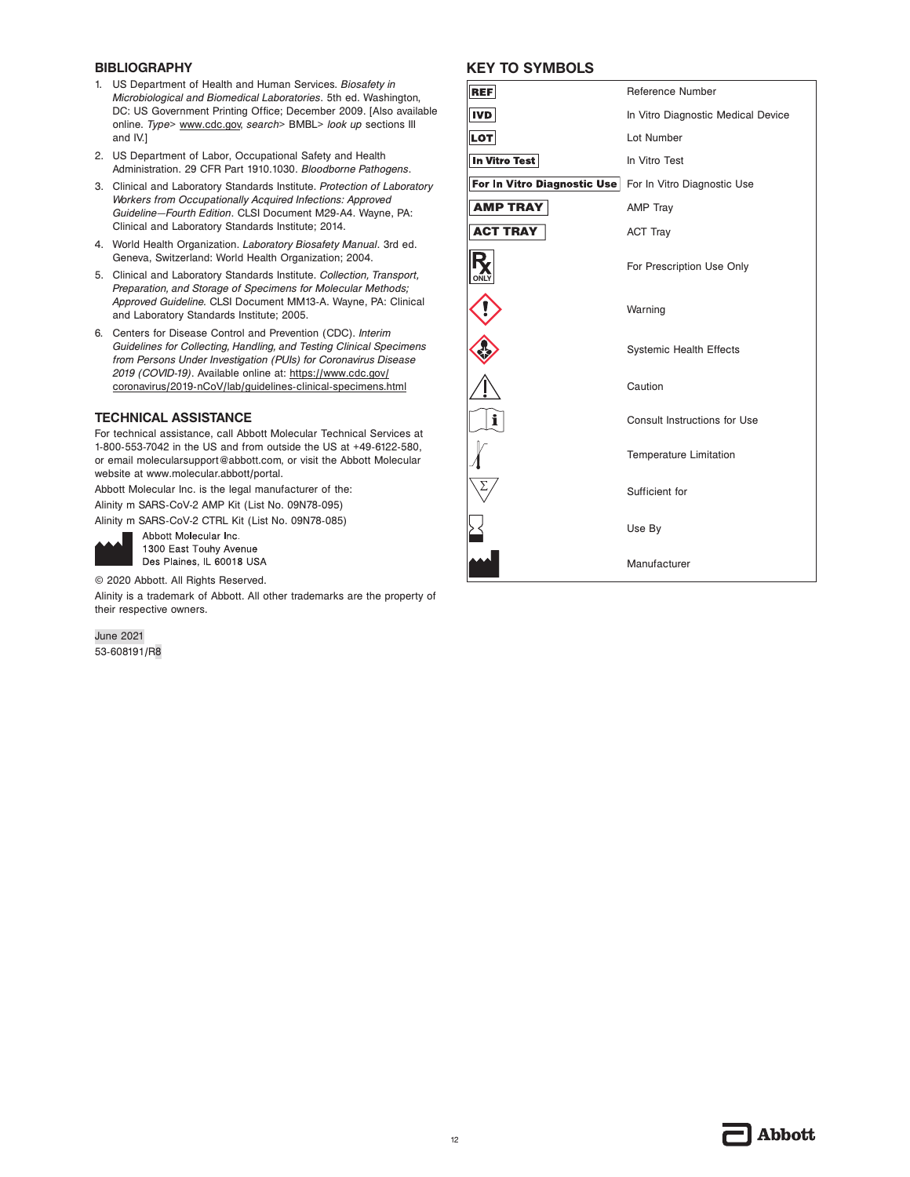## BIBLIOGRAPHY

1. US Department of Health and Human Services. *Biosafety in Microbiological and Biomedical Laboratories*. 5th ed. Washington, DC: US Government Printing Office; December 2009. [Also available online. *Type*> www.cdc.gov, *search*> BMBL> *look up* sections III and IV.]
2. US Department of Labor, Occupational Safety and Health Administration. 29 CFR Part 1910.1030. *Bloodborne Pathogens*.
3. Clinical and Laboratory Standards Institute. *Protection of Laboratory Workers from Occupationally Acquired Infections: Approved Guideline—Fourth Edition*. CLSI Document M29-A4. Wayne, PA: Clinical and Laboratory Standards Institute; 2014.
4. World Health Organization. *Laboratory Biosafety Manual*. 3rd ed. Geneva, Switzerland: World Health Organization; 2004.
5. Clinical and Laboratory Standards Institute. *Collection, Transport, Preparation, and Storage of Specimens for Molecular Methods; Approved Guideline*. CLSI Document MM13-A. Wayne, PA: Clinical and Laboratory Standards Institute; 2005.
6. Centers for Disease Control and Prevention (CDC). *Interim Guidelines for Collecting, Handling, and Testing Clinical Specimens from Persons Under Investigation (PUIs) for Coronavirus Disease 2019 (COVID-19)*. Available online at: https://www.cdc.gov/coronavirus/2019-nCoV/lab/guidelines-clinical-specimens.html

## TECHNICAL ASSISTANCE

For technical assistance, call Abbott Molecular Technical Services at 1-800-553-7042 in the US and from outside the US at +49-6122-580, or email molecularsupport@abbott.com, or visit the Abbott Molecular website at www.molecular.abbott/portal.

Abbott Molecular Inc. is the legal manufacturer of the:

Alinity m SARS-CoV-2 AMP Kit (List No. 09N78-095)

Alinity m SARS-CoV-2 CTRL Kit (List No. 09N78-085)

Abbott Molecular Inc.
1300 East Touhy Avenue
Des Plaines, IL 60018 USA

© 2020 Abbott. All Rights Reserved.

Alinity is a trademark of Abbott. All other trademarks are the property of their respective owners.

June 2021
53-608191/R8

## KEY TO SYMBOLS

| Symbol | Meaning |
|---|---|
| REF | Reference Number |
| IVD | In Vitro Diagnostic Medical Device |
| LOT | Lot Number |
| In Vitro Test | In Vitro Test |
| For In Vitro Diagnostic Use | For In Vitro Diagnostic Use |
| AMP TRAY | AMP Tray |
| ACT TRAY | ACT Tray |
| Rx ONLY | For Prescription Use Only |
| | Warning |
| | Systemic Health Effects |
| | Caution |
| | Consult Instructions for Use |
| | Temperature Limitation |
| Σ | Sufficient for |
| | Use By |
| | Manufacturer |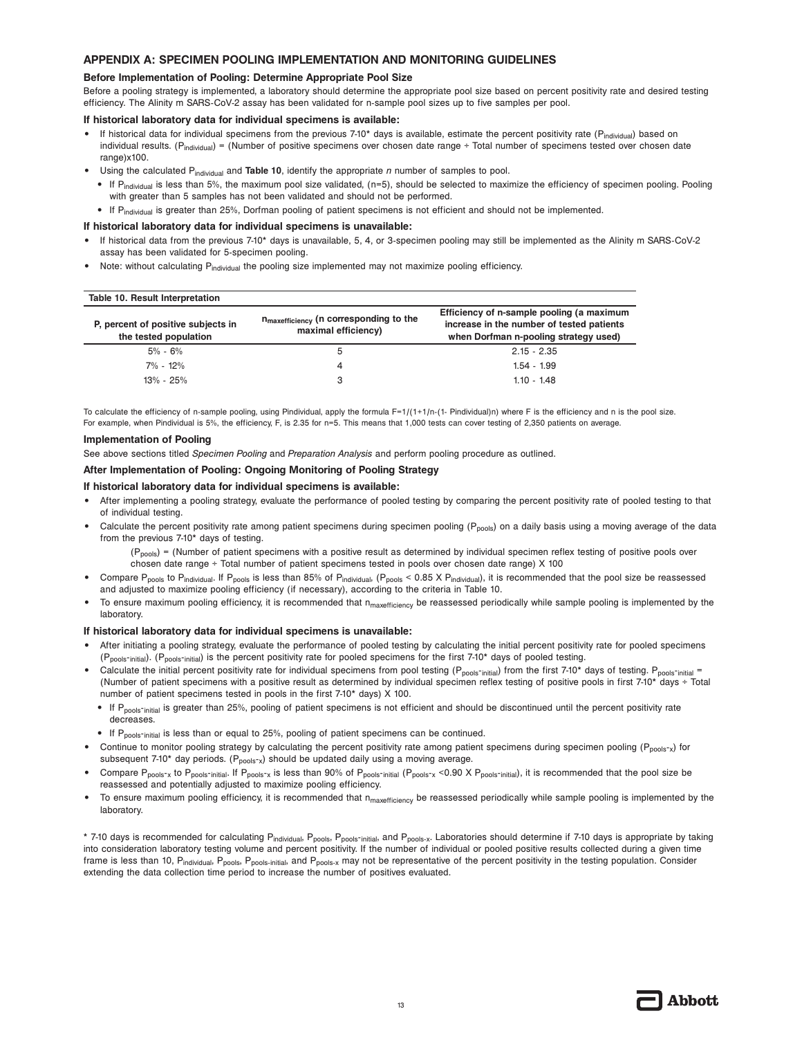## APPENDIX A: SPECIMEN POOLING IMPLEMENTATION AND MONITORING GUIDELINES

### Before Implementation of Pooling: Determine Appropriate Pool Size

Before a pooling strategy is implemented, a laboratory should determine the appropriate pool size based on percent positivity rate and desired testing efficiency. The Alinity m SARS-CoV-2 assay has been validated for n-sample pool sizes up to five samples per pool.

#### If historical laboratory data for individual specimens is available:

- If historical data for individual specimens from the previous 7-10* days is available, estimate the percent positivity rate ($P_{individual}$) based on individual results. ($P_{individual}$) = (Number of positive specimens over chosen date range ÷ Total number of specimens tested over chosen date range)x100.
- Using the calculated $P_{individual}$ and **Table 10**, identify the appropriate *n* number of samples to pool.
  - If $P_{individual}$ is less than 5%, the maximum pool size validated, (n=5), should be selected to maximize the efficiency of specimen pooling. Pooling with greater than 5 samples has not been validated and should not be performed.
  - If $P_{individual}$ is greater than 25%, Dorfman pooling of patient specimens is not efficient and should not be implemented.

#### If historical laboratory data for individual specimens is unavailable:

- If historical data from the previous 7-10* days is unavailable, 5, 4, or 3-specimen pooling may still be implemented as the Alinity m SARS-CoV-2 assay has been validated for 5-specimen pooling.
- Note: without calculating $P_{individual}$ the pooling size implemented may not maximize pooling efficiency.

**Table 10. Result Interpretation**

| P, percent of positive subjects in the tested population | $n_{maxefficiency}$ (n corresponding to the maximal efficiency) | Efficiency of n-sample pooling (a maximum increase in the number of tested patients when Dorfman n-pooling strategy used) |
|---|---|---|
| 5% - 6% | 5 | 2.15 - 2.35 |
| 7% - 12% | 4 | 1.54 - 1.99 |
| 13% - 25% | 3 | 1.10 - 1.48 |

To calculate the efficiency of n-sample pooling, using Pindividual, apply the formula $F=1/(1+1/n-(1- P_{individual})n)$ where F is the efficiency and n is the pool size. For example, when Pindividual is 5%, the efficiency, F, is 2.35 for n=5. This means that 1,000 tests can cover testing of 2,350 patients on average.

### Implementation of Pooling

See above sections titled *Specimen Pooling* and *Preparation Analysis* and perform pooling procedure as outlined.

### After Implementation of Pooling: Ongoing Monitoring of Pooling Strategy

#### If historical laboratory data for individual specimens is available:

- After implementing a pooling strategy, evaluate the performance of pooled testing by comparing the percent positivity rate of pooled testing to that of individual testing.
- Calculate the percent positivity rate among patient specimens during specimen pooling ($P_{pools}$) on a daily basis using a moving average of the data from the previous 7-10* days of testing.

  ($P_{pools}$) = (Number of patient specimens with a positive result as determined by individual specimen reflex testing of positive pools over chosen date range ÷ Total number of patient specimens tested in pools over chosen date range) X 100
- Compare $P_{pools}$ to $P_{individual}$. If $P_{pools}$ is less than 85% of $P_{individual}$, ($P_{pools} < 0.85 \times P_{individual}$), it is recommended that the pool size be reassessed and adjusted to maximize pooling efficiency (if necessary), according to the criteria in Table 10.
- To ensure maximum pooling efficiency, it is recommended that $n_{maxefficiency}$ be reassessed periodically while sample pooling is implemented by the laboratory.

#### If historical laboratory data for individual specimens is unavailable:

- After initiating a pooling strategy, evaluate the performance of pooled testing by calculating the initial percent positivity rate for pooled specimens ($P_{pools-initial}$). ($P_{pools-initial}$) is the percent positivity rate for pooled specimens for the first 7-10* days of pooled testing.
- Calculate the initial percent positivity rate for individual specimens from pool testing ($P_{pools-initial}$) from the first 7-10* days of testing. $P_{pools-initial}$ = (Number of patient specimens with a positive result as determined by individual specimen reflex testing of positive pools in first 7-10* days ÷ Total number of patient specimens tested in pools in the first 7-10* days) X 100.
  - If $P_{pools-initial}$ is greater than 25%, pooling of patient specimens is not efficient and should be discontinued until the percent positivity rate decreases.
  - If $P_{pools-initial}$ is less than or equal to 25%, pooling of patient specimens can be continued.
- Continue to monitor pooling strategy by calculating the percent positivity rate among patient specimens during specimen pooling ($P_{pools-x}$) for subsequent 7-10* day periods. ($P_{pools-x}$) should be updated daily using a moving average.
- Compare $P_{pools-x}$ to $P_{pools-initial}$. If $P_{pools-x}$ is less than 90% of $P_{pools-initial}$ ($P_{pools-x} < 0.90 \times P_{pools-initial}$), it is recommended that the pool size be reassessed and potentially adjusted to maximize pooling efficiency.
- To ensure maximum pooling efficiency, it is recommended that $n_{maxefficiency}$ be reassessed periodically while sample pooling is implemented by the laboratory.

\* 7-10 days is recommended for calculating $P_{individual}$, $P_{pools}$, $P_{pools-initial}$, and $P_{pools-x}$. Laboratories should determine if 7-10 days is appropriate by taking into consideration laboratory testing volume and percent positivity. If the number of individual or pooled positive results collected during a given time frame is less than 10, $P_{individual}$, $P_{pools}$, $P_{pools-initial}$, and $P_{pools-x}$ may not be representative of the percent positivity in the testing population. Consider extending the data collection time period to increase the number of positives evaluated.